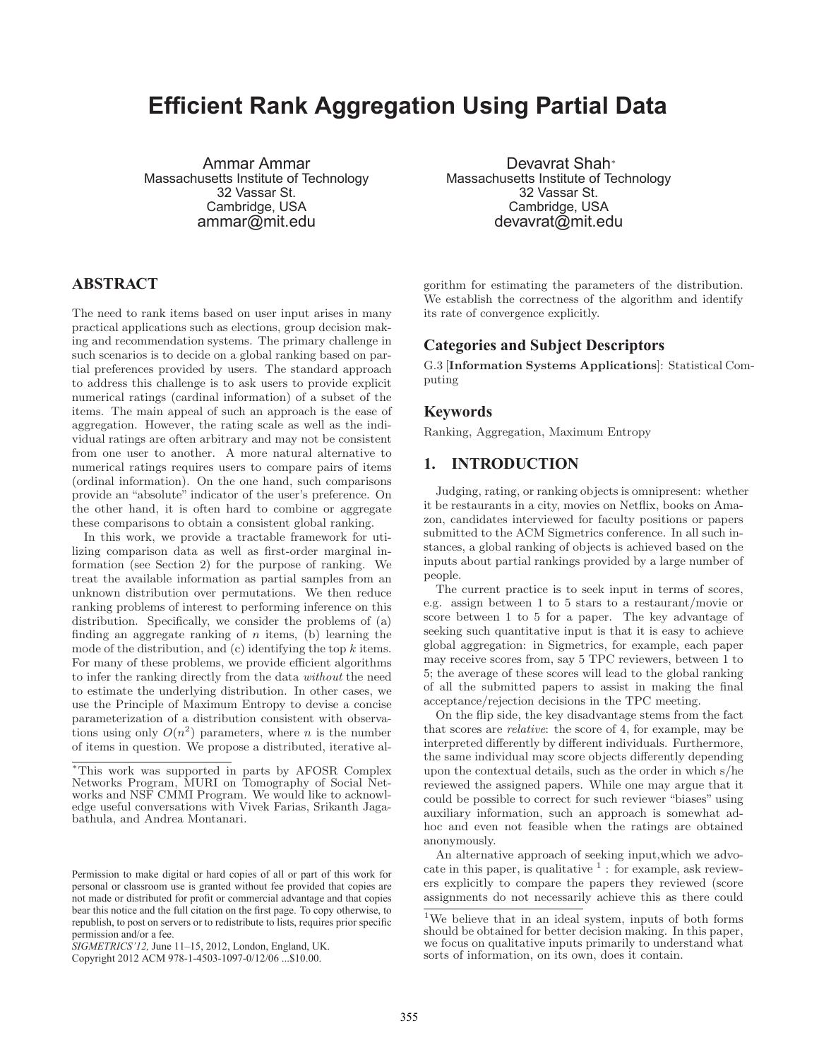# Efficient Rank Aggregation Using Partial Data

Ammar Ammar
Massachusetts Institute of Technology
32 Vassar St.
Cambridge, USA
ammar@mit.edu

Devavrat Shah*
Massachusetts Institute of Technology
32 Vassar St.
Cambridge, USA
devavrat@mit.edu

## ABSTRACT

The need to rank items based on user input arises in many practical applications such as elections, group decision making and recommendation systems. The primary challenge in such scenarios is to decide on a global ranking based on partial preferences provided by users. The standard approach to address this challenge is to ask users to provide explicit numerical ratings (cardinal information) of a subset of the items. The main appeal of such an approach is the ease of aggregation. However, the rating scale as well as the individual ratings are often arbitrary and may not be consistent from one user to another. A more natural alternative to numerical ratings requires users to compare pairs of items (ordinal information). On the one hand, such comparisons provide an "absolute" indicator of the user's preference. On the other hand, it is often hard to combine or aggregate these comparisons to obtain a consistent global ranking.

In this work, we provide a tractable framework for utilizing comparison data as well as first-order marginal information (see Section 2) for the purpose of ranking. We treat the available information as partial samples from an unknown distribution over permutations. We then reduce ranking problems of interest to performing inference on this distribution. Specifically, we consider the problems of (a) finding an aggregate ranking of $n$ items, (b) learning the mode of the distribution, and (c) identifying the top $k$ items. For many of these problems, we provide efficient algorithms to infer the ranking directly from the data *without* the need to estimate the underlying distribution. In other cases, we use the Principle of Maximum Entropy to devise a concise parameterization of a distribution consistent with observations using only $O(n^2)$ parameters, where $n$ is the number of items in question. We propose a distributed, iterative algorithm for estimating the parameters of the distribution. We establish the correctness of the algorithm and identify its rate of convergence explicitly.

*This work was supported in parts by AFOSR Complex Networks Program, MURI on Tomography of Social Networks and NSF CMMI Program. We would like to acknowledge useful conversations with Vivek Farias, Srikanth Jagabathula, and Andrea Montanari.

Permission to make digital or hard copies of all or part of this work for personal or classroom use is granted without fee provided that copies are not made or distributed for profit or commercial advantage and that copies bear this notice and the full citation on the first page. To copy otherwise, to republish, to post on servers or to redistribute to lists, requires prior specific permission and/or a fee.
*SIGMETRICS'12,* June 11–15, 2012, London, England, UK.
Copyright 2012 ACM 978-1-4503-1097-0/12/06 ...$10.00.

### Categories and Subject Descriptors

G.3 [**Information Systems Applications**]: Statistical Computing

### Keywords

Ranking, Aggregation, Maximum Entropy

## 1. INTRODUCTION

Judging, rating, or ranking objects is omnipresent: whether it be restaurants in a city, movies on Netflix, books on Amazon, candidates interviewed for faculty positions or papers submitted to the ACM Sigmetrics conference. In all such instances, a global ranking of objects is achieved based on the inputs about partial rankings provided by a large number of people.

The current practice is to seek input in terms of scores, e.g. assign between 1 to 5 stars to a restaurant/movie or score between 1 to 5 for a paper. The key advantage of seeking such quantitative input is that it is easy to achieve global aggregation: in Sigmetrics, for example, each paper may receive scores from, say 5 TPC reviewers, between 1 to 5; the average of these scores will lead to the global ranking of all the submitted papers to assist in making the final acceptance/rejection decisions in the TPC meeting.

On the flip side, the key disadvantage stems from the fact that scores are *relative*: the score of 4, for example, may be interpreted differently by different individuals. Furthermore, the same individual may score objects differently depending upon the contextual details, such as the order in which s/he reviewed the assigned papers. While one may argue that it could be possible to correct for such reviewer "biases" using auxiliary information, such an approach is somewhat adhoc and even not feasible when the ratings are obtained anonymously.

An alternative approach of seeking input,which we advocate in this paper, is qualitative [1] : for example, ask reviewers explicitly to compare the papers they reviewed (score assignments do not necessarily achieve this as there could

[1]We believe that in an ideal system, inputs of both forms should be obtained for better decision making. In this paper, we focus on qualitative inputs primarily to understand what sorts of information, on its own, does it contain.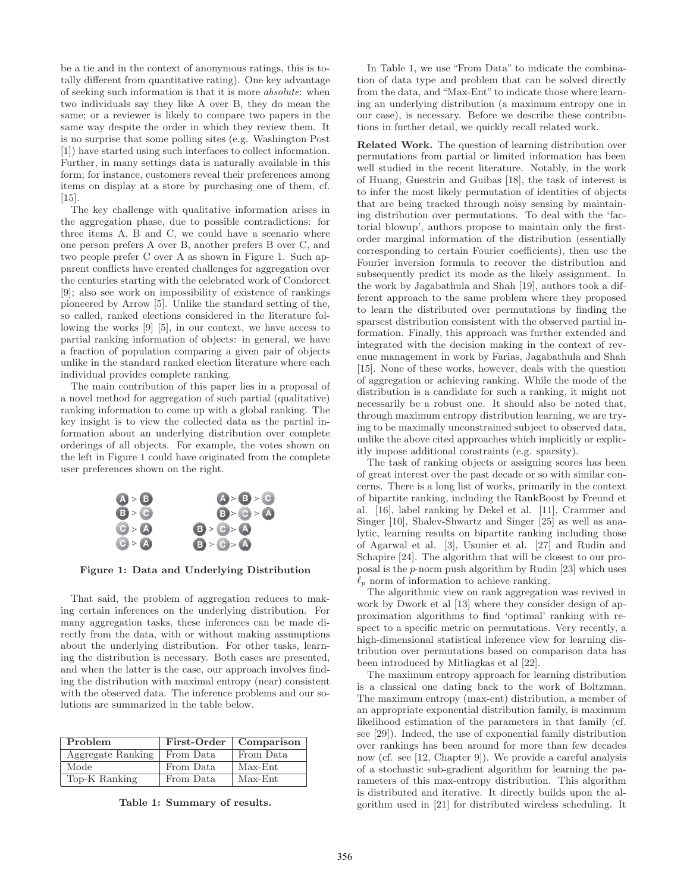be a tie and in the context of anonymous ratings, this is totally different from quantitative rating). One key advantage of seeking such information is that it is more *absolute*: when two individuals say they like A over B, they do mean the same; or a reviewer is likely to compare two papers in the same way despite the order in which they review them. It is no surprise that some polling sites (e.g. Washington Post [1]) have started using such interfaces to collect information. Further, in many settings data is naturally available in this form; for instance, customers reveal their preferences among items on display at a store by purchasing one of them, cf. [15].

The key challenge with qualitative information arises in the aggregation phase, due to possible contradictions: for three items A, B and C, we could have a scenario where one person prefers A over B, another prefers B over C, and two people prefer C over A as shown in Figure 1. Such apparent conflicts have created challenges for aggregation over the centuries starting with the celebrated work of Condorcet [9]; also see work on impossibility of existence of rankings pioneered by Arrow [5]. Unlike the standard setting of the, so called, ranked elections considered in the literature following the works [9] [5], in our context, we have access to partial ranking information of objects: in general, we have a fraction of population comparing a given pair of objects unlike in the standard ranked election literature where each individual provides complete ranking.

The main contribution of this paper lies in a proposal of a novel method for aggregation of such partial (qualitative) ranking information to come up with a global ranking. The key insight is to view the collected data as the partial information about an underlying distribution over complete orderings of all objects. For example, the votes shown on the left in Figure 1 could have originated from the complete user preferences shown on the right.

A > B          A > B > C
B > C          B > C > A
C > A          B > C > A
C > A          B > C > A

**Figure 1: Data and Underlying Distribution**

That said, the problem of aggregation reduces to making certain inferences on the underlying distribution. For many aggregation tasks, these inferences can be made directly from the data, with or without making assumptions about the underlying distribution. For other tasks, learning the distribution is necessary. Both cases are presented, and when the latter is the case, our approach involves finding the distribution with maximal entropy (near) consistent with the observed data. The inference problems and our solutions are summarized in the table below.

| Problem | First-Order | Comparison |
|---|---|---|
| Aggregate Ranking | From Data | From Data |
| Mode | From Data | Max-Ent |
| Top-K Ranking | From Data | Max-Ent |

**Table 1: Summary of results.**

In Table 1, we use "From Data" to indicate the combination of data type and problem that can be solved directly from the data, and "Max-Ent" to indicate those where learning an underlying distribution (a maximum entropy one in our case), is necessary. Before we describe these contributions in further detail, we quickly recall related work.

**Related Work.** The question of learning distribution over permutations from partial or limited information has been well studied in the recent literature. Notably, in the work of Huang, Guestrin and Guibas [18], the task of interest is to infer the most likely permutation of identities of objects that are being tracked through noisy sensing by maintaining distribution over permutations. To deal with the 'factorial blowup', authors propose to maintain only the first-order marginal information of the distribution (essentially corresponding to certain Fourier coefficients), then use the Fourier inversion formula to recover the distribution and subsequently predict its mode as the likely assignment. In the work by Jagabathula and Shah [19], authors took a different approach to the same problem where they proposed to learn the distributed over permutations by finding the sparsest distribution consistent with the observed partial information. Finally, this approach was further extended and integrated with the decision making in the context of revenue management in work by Farias, Jagabathula and Shah [15]. None of these works, however, deals with the question of aggregation or achieving ranking. While the mode of the distribution is a candidate for such a ranking, it might not necessarily be a robust one. It should also be noted that, through maximum entropy distribution learning, we are trying to be maximally unconstrained subject to observed data, unlike the above cited approaches which implicitly or explicitly impose additional constraints (e.g. sparsity).

The task of ranking objects or assigning scores has been of great interest over the past decade or so with similar concerns. There is a long list of works, primarily in the context of bipartite ranking, including the RankBoost by Freund et al. [16], label ranking by Dekel et al. [11], Crammer and Singer [10], Shalev-Shwartz and Singer [25] as well as analytic, learning results on bipartite ranking including those of Agarwal et al. [3], Usunier et al. [27] and Rudin and Schapire [24]. The algorithm that will be closest to our proposal is the $p$-norm push algorithm by Rudin [23] which uses $\ell_p$ norm of information to achieve ranking.

The algorithmic view on rank aggregation was revived in work by Dwork et al [13] where they consider design of approximation algorithms to find 'optimal' ranking with respect to a specific metric on permutations. Very recently, a high-dimensional statistical inference view for learning distribution over permutations based on comparison data has been introduced by Mitliagkas et al [22].

The maximum entropy approach for learning distribution is a classical one dating back to the work of Boltzmann. The maximum entropy (max-ent) distribution, a member of an appropriate exponential distribution family, is maximum likelihood estimation of the parameters in that family (cf. see [29]). Indeed, the use of exponential family distribution over rankings has been around for more than few decades now (cf. see [12, Chapter 9]). We provide a careful analysis of a stochastic sub-gradient algorithm for learning the parameters of this max-entropy distribution. This algorithm is distributed and iterative. It directly builds upon the algorithm used in [21] for distributed wireless scheduling. It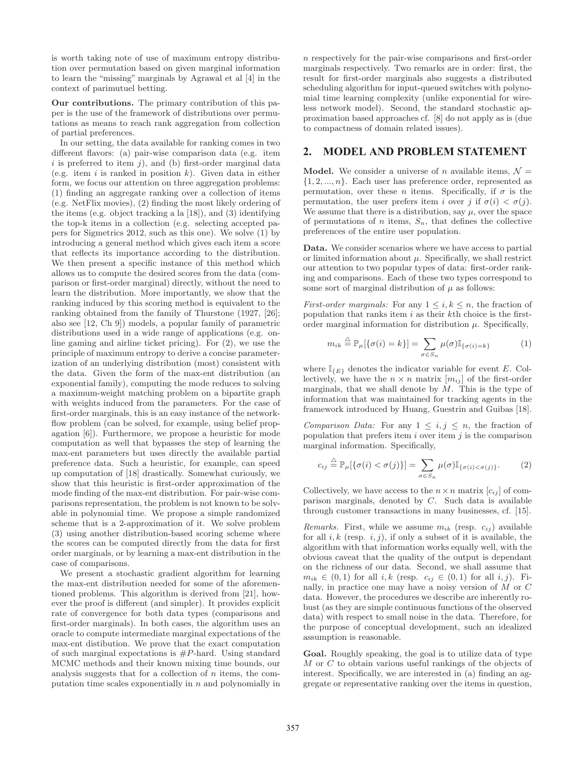is worth taking note of use of maximum entropy distribution over permutation based on given marginal information to learn the "missing" marginals by Agrawal et al [4] in the context of parimutuel betting.

**Our contributions.** The primary contribution of this paper is the use of the framework of distributions over permutations as means to reach rank aggregation from collection of partial preferences.

In our setting, the data available for ranking comes in two different flavors: (a) pair-wise comparison data (e.g. item $i$ is preferred to item $j$), and (b) first-order marginal data (e.g. item $i$ is ranked in position $k$). Given data in either form, we focus our attention on three aggregation problems: (1) finding an aggregate ranking over a collection of items (e.g. NetFlix movies), (2) finding the most likely ordering of the items (e.g. object tracking a la [18]), and (3) identifying the top-k items in a collection (e.g. selecting accepted papers for Sigmetrics 2012, such as this one). We solve (1) by introducing a general method which gives each item a score that reflects its importance according to the distribution. We then present a specific instance of this method which allows us to compute the desired scores from the data (comparison or first-order marginal) directly, without the need to learn the distribution. More importantly, we show that the ranking induced by this scoring method is equivalent to the ranking obtained from the family of Thurstone (1927, [26]; also see [12, Ch 9]) models, a popular family of parametric distributions used in a wide range of applications (e.g. online gaming and airline ticket pricing). For (2), we use the principle of maximum entropy to derive a concise parameterization of an underlying distribution (most) consistent with the data. Given the form of the max-ent distribution (an exponential family), computing the mode reduces to solving a maximum-weight matching problem on a bipartite graph with weights induced from the parameters. For the case of first-order marginals, this is an easy instance of the network-flow problem (can be solved, for example, using belief propagation [6]). Furthermore, we propose a heuristic for mode computation as well that bypasses the step of learning the max-ent parameters but uses directly the available partial preference data. Such a heuristic, for example, can speed up computation of [18] drastically. Somewhat curiously, we show that this heuristic is first-order approximation of the mode finding of the max-ent distribution. For pair-wise comparisons representation, the problem is not known to be solvable in polynomial time. We propose a simple randomized scheme that is a 2-approximation of it. We solve problem (3) using another distribution-based scoring scheme where the scores can be computed directly from the data for first order marginals, or by learning a max-ent distribution in the case of comparisons.

We present a stochastic gradient algorithm for learning the max-ent distribution needed for some of the aforementioned problems. This algorithm is derived from [21], however the proof is different (and simpler). It provides explicit rate of convergence for both data types (comparisons and first-order marginals). In both cases, the algorithm uses an oracle to compute intermediate marginal expectations of the max-ent distibution. We prove that the exact computation of such marginal expectations is #P-hard. Using standard MCMC methods and their known mixing time bounds, our analysis suggests that for a collection of $n$ items, the computation time scales exponentially in $n$ and polynomially in $n$ respectively for the pair-wise comparisons and first-order marginals respectively. Two remarks are in order: first, the result for first-order marginals also suggests a distributed scheduling algorithm for input-queued switches with polynomial time learning complexity (unlike exponential for wireless network model). Second, the standard stochastic approximation based approaches cf. [8] do not apply as is (due to compactness of domain related issues).

## 2. MODEL AND PROBLEM STATEMENT

**Model.** We consider a universe of $n$ available items, $\mathcal{N} = \{1, 2, ..., n\}$. Each user has preference order, represented as permutation, over these $n$ items. Specifically, if $\sigma$ is the permutation, the user prefers item $i$ over $j$ if $\sigma(i) < \sigma(j)$. We assume that there is a distribution, say $\mu$, over the space of permutations of $n$ items, $S_n$, that defines the collective preferences of the entire user population.

**Data.** We consider scenarios where we have access to partial or limited information about $\mu$. Specifically, we shall restrict our attention to two popular types of data: first-order ranking and comparisons. Each of these two types correspond to some sort of marginal distribution of $\mu$ as follows:

*First-order marginals:* For any $1 \leq i, k \leq n$, the fraction of population that ranks item $i$ as their $k$th choice is the first-order marginal information for distribution $\mu$. Specifically,

$$m_{ik} \stackrel{\triangle}{=} \mathbb{P}_\mu[\{\sigma(i) = k\}] = \sum_{\sigma \in S_n} \mu(\sigma) \mathbb{I}_{\{\sigma(i)=k\}} \tag{1}$$

where $\mathbb{I}_{\{E\}}$ denotes the indicator variable for event $E$. Collectively, we have the $n \times n$ matrix $[m_{ij}]$ of the first-order marginals, that we shall denote by $M$. This is the type of information that was maintained for tracking agents in the framework introduced by Huang, Guestrin and Guibas [18].

*Comparison Data:* For any $1 \leq i, j \leq n$, the fraction of population that prefers item $i$ over item $j$ is the comparison marginal information. Specifically,

$$c_{ij} \stackrel{\triangle}{=} \mathbb{P}_\mu[\{\sigma(i) < \sigma(j)\}] = \sum_{\sigma \in S_n} \mu(\sigma) \mathbb{I}_{\{\sigma(i)<\sigma(j)\}}. \tag{2}$$

Collectively, we have access to the $n \times n$ matrix $[c_{ij}]$ of comparison marginals, denoted by $C$. Such data is available through customer transactions in many businesses, cf. [15].

*Remarks.* First, while we assume $m_{ik}$ (resp. $c_{ij}$) available for all $i, k$ (resp. $i, j$), if only a subset of it is available, the algorithm with that information works equally well, with the obvious caveat that the quality of the output is dependant on the richness of our data. Second, we shall assume that $m_{ik} \in (0, 1)$ for all $i, k$ (resp. $c_{ij} \in (0, 1)$ for all $i, j$). Finally, in practice one may have a noisy version of $M$ or $C$ data. However, the procedures we describe are inherently robust (as they are simple continuous functions of the observed data) with respect to small noise in the data. Therefore, for the purpose of conceptual development, such an idealized assumption is reasonable.

**Goal.** Roughly speaking, the goal is to utilize data of type $M$ or $C$ to obtain various useful rankings of the objects of interest. Specifically, we are interested in (a) finding an aggregate or representative ranking over the items in question,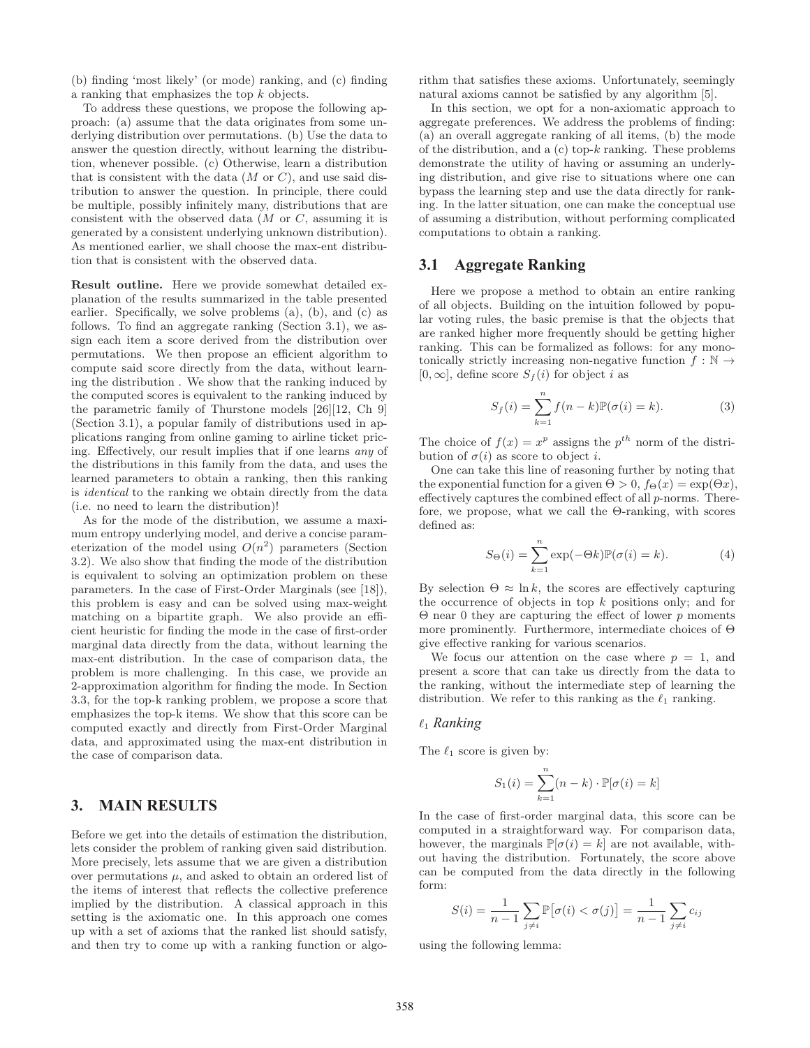(b) finding 'most likely' (or mode) ranking, and (c) finding a ranking that emphasizes the top $k$ objects.

To address these questions, we propose the following approach: (a) assume that the data originates from some underlying distribution over permutations. (b) Use the data to answer the question directly, without learning the distribution, whenever possible. (c) Otherwise, learn a distribution that is consistent with the data ($M$ or $C$), and use said distribution to answer the question. In principle, there could be multiple, possibly infinitely many, distributions that are consistent with the observed data ($M$ or $C$, assuming it is generated by a consistent underlying unknown distribution). As mentioned earlier, we shall choose the max-ent distribution that is consistent with the observed data.

**Result outline.** Here we provide somewhat detailed explanation of the results summarized in the table presented earlier. Specifically, we solve problems (a), (b), and (c) as follows. To find an aggregate ranking (Section 3.1), we assign each item a score derived from the distribution over permutations. We then propose an efficient algorithm to compute said score directly from the data, without learning the distribution . We show that the ranking induced by the computed scores is equivalent to the ranking induced by the parametric family of Thurstone models [26][12, Ch 9] (Section 3.1), a popular family of distributions used in applications ranging from online gaming to airline ticket pricing. Effectively, our result implies that if one learns *any* of the distributions in this family from the data, and uses the learned parameters to obtain a ranking, then this ranking is *identical* to the ranking we obtain directly from the data (i.e. no need to learn the distribution)!

As for the mode of the distribution, we assume a maximum entropy underlying model, and derive a concise parameterization of the model using $O(n^2)$ parameters (Section 3.2). We also show that finding the mode of the distribution is equivalent to solving an optimization problem on these parameters. In the case of First-Order Marginals (see [18]), this problem is easy and can be solved using max-weight matching on a bipartite graph. We also provide an efficient heuristic for finding the mode in the case of first-order marginal data directly from the data, without learning the max-ent distribution. In the case of comparison data, the problem is more challenging. In this case, we provide an 2-approximation algorithm for finding the mode. In Section 3.3, for the top-k ranking problem, we propose a score that emphasizes the top-k items. We show that this score can be computed exactly and directly from First-Order Marginal data, and approximated using the max-ent distribution in the case of comparison data.

## 3. MAIN RESULTS

Before we get into the details of estimation the distribution, lets consider the problem of ranking given said distribution. More precisely, lets assume that we are given a distribution over permutations $\mu$, and asked to obtain an ordered list of the items of interest that reflects the collective preference implied by the distribution. A classical approach in this setting is the axiomatic one. In this approach one comes up with a set of axioms that the ranked list should satisfy, and then try to come up with a ranking function or algorithm that satisfies these axioms. Unfortunately, seemingly natural axioms cannot be satisfied by any algorithm [5].

In this section, we opt for a non-axiomatic approach to aggregate preferences. We address the problems of finding: (a) an overall aggregate ranking of all items, (b) the mode of the distribution, and a (c) top-$k$ ranking. These problems demonstrate the utility of having or assuming an underlying distribution, and give rise to situations where one can bypass the learning step and use the data directly for ranking. In the latter situation, one can make the conceptual use of assuming a distribution, without performing complicated computations to obtain a ranking.

### 3.1 Aggregate Ranking

Here we propose a method to obtain an entire ranking of all objects. Building on the intuition followed by popular voting rules, the basic premise is that the objects that are ranked higher more frequently should be getting higher ranking. This can be formalized as follows: for any monotonically strictly increasing non-negative function $f : \mathbb{N} \to [0, \infty]$, define score $S_f(i)$ for object $i$ as

$$S_f(i) = \sum_{k=1}^{n} f(n-k)\mathbb{P}(\sigma(i) = k). \qquad (3)$$

The choice of $f(x) = x^p$ assigns the $p^{th}$ norm of the distribution of $\sigma(i)$ as score to object $i$.

One can take this line of reasoning further by noting that the exponential function for a given $\Theta > 0$, $f_\Theta(x) = \exp(\Theta x)$, effectively captures the combined effect of all $p$-norms. Therefore, we propose, what we call the $\Theta$-ranking, with scores defined as:

$$S_\Theta(i) = \sum_{k=1}^{n} \exp(-\Theta k)\mathbb{P}(\sigma(i) = k). \qquad (4)$$

By selection $\Theta \approx \ln k$, the scores are effectively capturing the occurrence of objects in top $k$ positions only; and for $\Theta$ near 0 they are capturing the effect of lower $p$ moments more prominently. Furthermore, intermediate choices of $\Theta$ give effective ranking for various scenarios.

We focus our attention on the case where $p = 1$, and present a score that can take us directly from the data to the ranking, without the intermediate step of learning the distribution. We refer to this ranking as the $\ell_1$ ranking.

#### $\ell_1$ *Ranking*

The $\ell_1$ score is given by:

$$S_1(i) = \sum_{k=1}^{n} (n-k) \cdot \mathbb{P}[\sigma(i) = k]$$

In the case of first-order marginal data, this score can be computed in a straightforward way. For comparison data, however, the marginals $\mathbb{P}[\sigma(i) = k]$ are not available, without having the distribution. Fortunately, the score above can be computed from the data directly in the following form:

$$S(i) = \frac{1}{n-1} \sum_{j \neq i} \mathbb{P}\big[\sigma(i) < \sigma(j)\big] = \frac{1}{n-1} \sum_{j \neq i} c_{ij}$$

using the following lemma: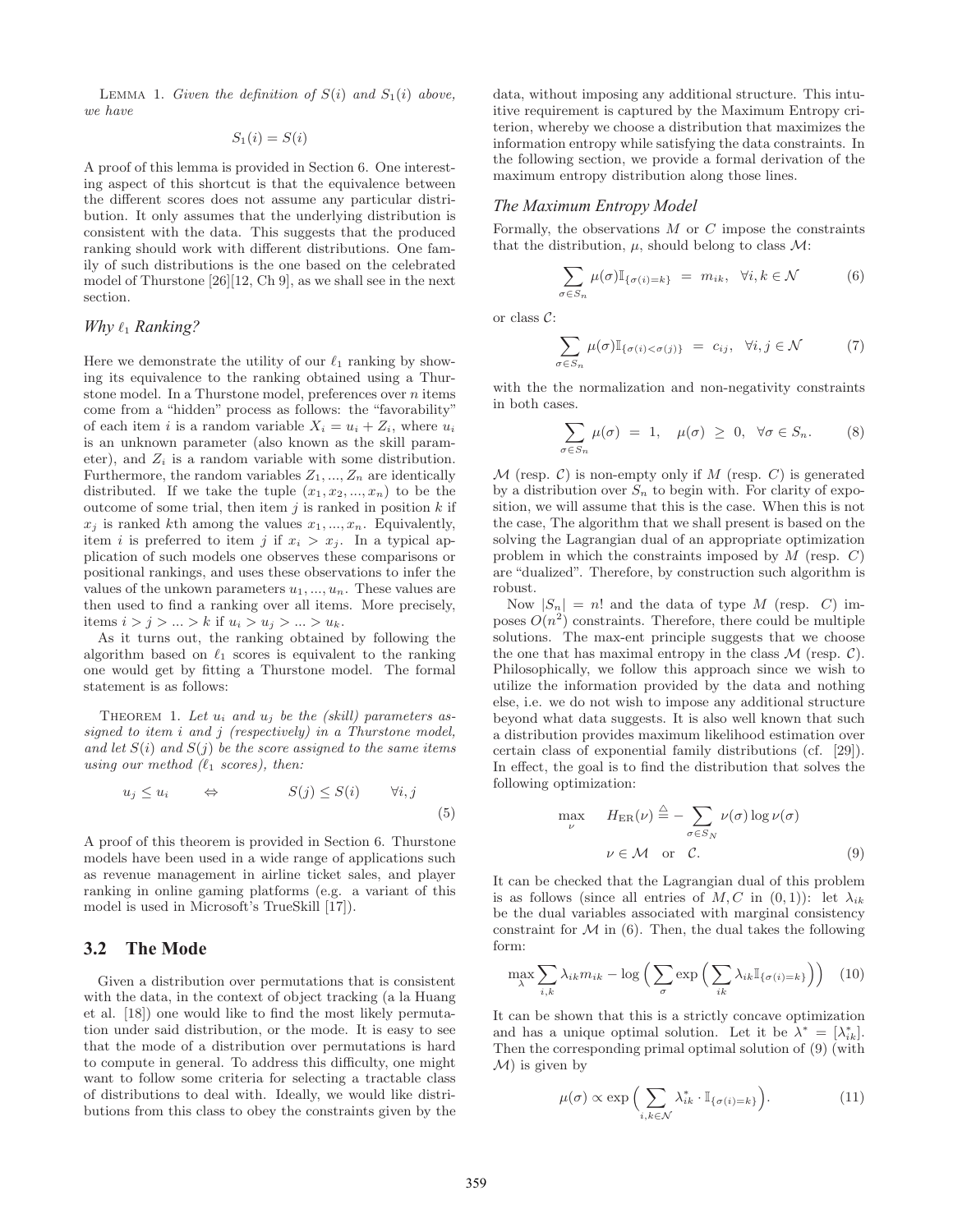LEMMA 1. *Given the definition of $S(i)$ and $S_1(i)$ above, we have*

$$S_1(i) = S(i)$$

A proof of this lemma is provided in Section 6. One interesting aspect of this shortcut is that the equivalence between the different scores does not assume any particular distribution. It only assumes that the underlying distribution is consistent with the data. This suggests that the produced ranking should work with different distributions. One family of such distributions is the one based on the celebrated model of Thurstone [26][12, Ch 9], as we shall see in the next section.

### *Why $\ell_1$ Ranking?*

Here we demonstrate the utility of our $\ell_1$ ranking by showing its equivalence to the ranking obtained using a Thurstone model. In a Thurstone model, preferences over $n$ items come from a "hidden" process as follows: the "favorability" of each item $i$ is a random variable $X_i = u_i + Z_i$, where $u_i$ is an unknown parameter (also known as the skill parameter), and $Z_i$ is a random variable with some distribution. Furthermore, the random variables $Z_1, ..., Z_n$ are identically distributed. If we take the tuple $(x_1, x_2, ..., x_n)$ to be the outcome of some trial, then item $j$ is ranked in position $k$ if $x_j$ is ranked $k$th among the values $x_1, ..., x_n$. Equivalently, item $i$ is preferred to item $j$ if $x_i > x_j$. In a typical application of such models one observes these comparisons or positional rankings, and uses these observations to infer the values of the unkown parameters $u_1, ..., u_n$. These values are then used to find a ranking over all items. More precisely, items $i > j > ... > k$ if $u_i > u_j > ... > u_k$.

As it turns out, the ranking obtained by following the algorithm based on $\ell_1$ scores is equivalent to the ranking one would get by fitting a Thurstone model. The formal statement is as follows:

THEOREM 1. *Let $u_i$ and $u_j$ be the (skill) parameters assigned to item $i$ and $j$ (respectively) in a Thurstone model, and let $S(i)$ and $S(j)$ be the score assigned to the same items using our method ($\ell_1$ scores), then:*

$$u_j \leq u_i \qquad \Leftrightarrow \qquad S(j) \leq S(i) \qquad \forall i, j \tag{5}$$

A proof of this theorem is provided in Section 6. Thurstone models have been used in a wide range of applications such as revenue management in airline ticket sales, and player ranking in online gaming platforms (e.g. a variant of this model is used in Microsoft's TrueSkill [17]).

## 3.2 The Mode

Given a distribution over permutations that is consistent with the data, in the context of object tracking (a la Huang et al. [18]) one would like to find the most likely permutation under said distribution, or the mode. It is easy to see that the mode of a distribution over permutations is hard to compute in general. To address this difficulty, one might want to follow some criteria for selecting a tractable class of distributions to deal with. Ideally, we would like distributions from this class to obey the constraints given by the data, without imposing any additional structure. This intuitive requirement is captured by the Maximum Entropy criterion, whereby we choose a distribution that maximizes the information entropy while satisfying the data constraints. In the following section, we provide a formal derivation of the maximum entropy distribution along those lines.

### *The Maximum Entropy Model*

Formally, the observations $M$ or $C$ impose the constraints that the distribution, $\mu$, should belong to class $\mathcal{M}$:

$$\sum_{\sigma \in S_n} \mu(\sigma) \mathbb{I}_{\{\sigma(i)=k\}} \;=\; m_{ik}, \quad \forall i, k \in \mathcal{N} \tag{6}$$

or class $\mathcal{C}$:

$$\sum_{\sigma \in S_n} \mu(\sigma) \mathbb{I}_{\{\sigma(i)<\sigma(j)\}} \;=\; c_{ij}, \quad \forall i, j \in \mathcal{N} \tag{7}$$

with the the normalization and non-negativity constraints in both cases.

$$\sum_{\sigma \in S_n} \mu(\sigma) \;=\; 1, \quad \mu(\sigma) \;\geq\; 0, \quad \forall \sigma \in S_n. \tag{8}$$

$\mathcal{M}$ (resp. $\mathcal{C}$) is non-empty only if $M$ (resp. $C$) is generated by a distribution over $S_n$ to begin with. For clarity of exposition, we will assume that this is the case. When this is not the case, The algorithm that we shall present is based on the solving the Lagrangian dual of an appropriate optimization problem in which the constraints imposed by $M$ (resp. $C$) are "dualized". Therefore, by construction such algorithm is robust.

Now $|S_n| = n!$ and the data of type $M$ (resp. $C$) imposes $O(n^2)$ constraints. Therefore, there could be multiple solutions. The max-ent principle suggests that we choose the one that has maximal entropy in the class $\mathcal{M}$ (resp. $\mathcal{C}$). Philosophically, we follow this approach since we wish to utilize the information provided by the data and nothing else, i.e. we do not wish to impose any additional structure beyond what data suggests. It is also well known that such a distribution provides maximum likelihood estimation over certain class of exponential family distributions (cf. [29]). In effect, the goal is to find the distribution that solves the following optimization:

$$\begin{aligned} \max_{\nu} \quad & H_{\mathrm{ER}}(\nu) \stackrel{\triangle}{=} -\sum_{\sigma \in S_N} \nu(\sigma) \log \nu(\sigma) \\ & \nu \in \mathcal{M} \quad \text{or} \quad \mathcal{C}. \end{aligned} \tag{9}$$

It can be checked that the Lagrangian dual of this problem is as follows (since all entries of $M, C$ in $(0,1)$): let $\lambda_{ik}$ be the dual variables associated with marginal consistency constraint for $\mathcal{M}$ in (6). Then, the dual takes the following form:

$$\max_{\lambda} \sum_{i,k} \lambda_{ik} m_{ik} - \log\Big(\sum_{\sigma} \exp\Big(\sum_{ik} \lambda_{ik} \mathbb{I}_{\{\sigma(i)=k\}}\Big)\Big) \tag{10}$$

It can be shown that this is a strictly concave optimization and has a unique optimal solution. Let it be $\lambda^* = [\lambda^*_{ik}]$. Then the corresponding primal optimal solution of (9) (with $\mathcal{M}$) is given by

$$\mu(\sigma) \propto \exp\Big(\sum_{i,k \in \mathcal{N}} \lambda^*_{ik} \cdot \mathbb{I}_{\{\sigma(i)=k\}}\Big). \tag{11}$$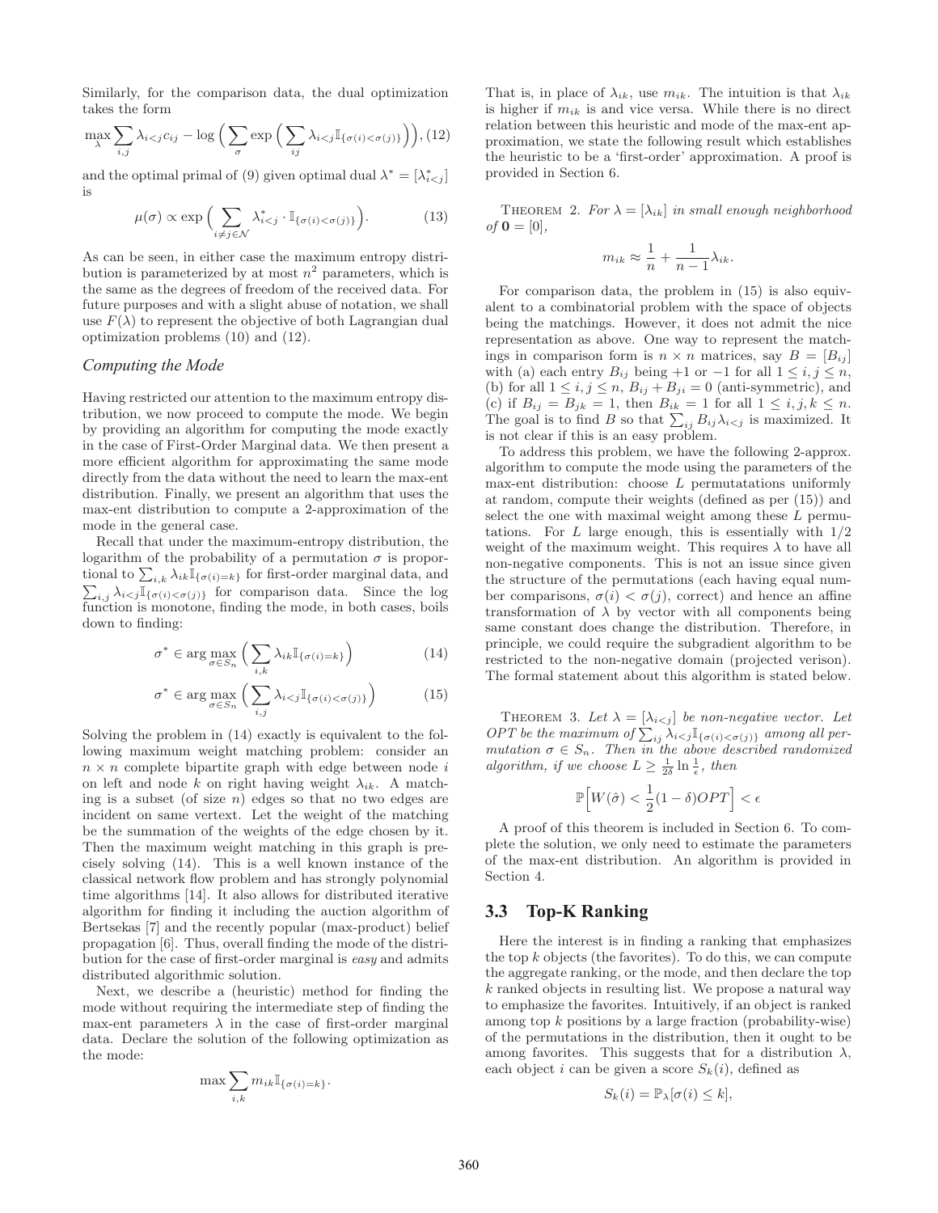Similarly, for the comparison data, the dual optimization takes the form

$$\max_{\lambda} \sum_{i,j} \lambda_{i<j} c_{ij} - \log \Big( \sum_{\sigma} \exp \Big( \sum_{ij} \lambda_{i<j} \mathbb{I}_{\{\sigma(i)<\sigma(j)\}} \Big) \Big), \quad (12)$$

and the optimal primal of (9) given optimal dual $\lambda^* = [\lambda^*_{i<j}]$ is

$$\mu(\sigma) \propto \exp \Big( \sum_{i \neq j \in \mathcal{N}} \lambda^*_{i<j} \cdot \mathbb{I}_{\{\sigma(i)<\sigma(j)\}} \Big). \quad (13)$$

As can be seen, in either case the maximum entropy distribution is parameterized by at most $n^2$ parameters, which is the same as the degrees of freedom of the received data. For future purposes and with a slight abuse of notation, we shall use $F(\lambda)$ to represent the objective of both Lagrangian dual optimization problems (10) and (12).

### *Computing the Mode*

Having restricted our attention to the maximum entropy distribution, we now proceed to compute the mode. We begin by providing an algorithm for computing the mode exactly in the case of First-Order Marginal data. We then present a more efficient algorithm for approximating the same mode directly from the data without the need to learn the max-ent distribution. Finally, we present an algorithm that uses the max-ent distribution to compute a 2-approximation of the mode in the general case.

Recall that under the maximum-entropy distribution, the logarithm of the probability of a permutation $\sigma$ is proportional to $\sum_{i,k} \lambda_{ik} \mathbb{I}_{\{\sigma(i)=k\}}$ for first-order marginal data, and $\sum_{i,j} \lambda_{i<j} \mathbb{I}_{\{\sigma(i)<\sigma(j)\}}$ for comparison data. Since the log function is monotone, finding the mode, in both cases, boils down to finding:

$$\sigma^* \in \arg\max_{\sigma \in S_n} \Big( \sum_{i,k} \lambda_{ik} \mathbb{I}_{\{\sigma(i)=k\}} \Big) \quad (14)$$

$$\sigma^* \in \arg\max_{\sigma \in S_n} \Big( \sum_{i,j} \lambda_{i<j} \mathbb{I}_{\{\sigma(i)<\sigma(j)\}} \Big) \quad (15)$$

Solving the problem in (14) exactly is equivalent to the following maximum weight matching problem: consider an $n \times n$ complete bipartite graph with edge between node $i$ on left and node $k$ on right having weight $\lambda_{ik}$. A matching is a subset (of size $n$) edges so that no two edges are incident on same verteext. Let the weight of the matching be the summation of the weights of the edge chosen by it. Then the maximum weight matching in this graph is precisely solving (14). This is a well known instance of the classical network flow problem and has strongly polynomial time algorithms [14]. It also allows for distributed iterative algorithm for finding it including the auction algorithm of Bertsekas [7] and the recently popular (max-product) belief propagation [6]. Thus, overall finding the mode of the distribution for the case of first-order marginal is *easy* and admits distributed algorithmic solution.

Next, we describe a (heuristic) method for finding the mode without requiring the intermediate step of finding the max-ent parameters $\lambda$ in the case of first-order marginal data. Declare the solution of the following optimization as the mode:

$$\max \sum_{i,k} m_{ik} \mathbb{I}_{\{\sigma(i)=k\}}.$$

That is, in place of $\lambda_{ik}$, use $m_{ik}$. The intuition is that $\lambda_{ik}$ is higher if $m_{ik}$ is and vice versa. While there is no direct relation between this heuristic and mode of the max-ent approximation, we state the following result which establishes the heuristic to be a 'first-order' approximation. A proof is provided in Section 6.

THEOREM 2. *For $\lambda = [\lambda_{ik}]$ in small enough neighborhood of $\mathbf{0} = [0]$,*

$$m_{ik} \approx \frac{1}{n} + \frac{1}{n-1} \lambda_{ik}.$$

For comparison data, the problem in (15) is also equivalent to a combinatorial problem with the space of objects being the matchings. However, it does not admit the nice representation as above. One way to represent the matchings in comparison form is $n \times n$ matrices, say $B = [B_{ij}]$ with (a) each entry $B_{ij}$ being $+1$ or $-1$ for all $1 \leq i, j \leq n$, (b) for all $1 \leq i, j \leq n$, $B_{ij} + B_{ji} = 0$ (anti-symmetric), and (c) if $B_{ij} = B_{jk} = 1$, then $B_{ik} = 1$ for all $1 \leq i, j, k \leq n$. The goal is to find $B$ so that $\sum_{ij} B_{ij} \lambda_{i<j}$ is maximized. It is not clear if this is an easy problem.

To address this problem, we have the following 2-approx. algorithm to compute the mode using the parameters of the max-ent distribution: choose $L$ permutations uniformly at random, compute their weights (defined as per (15)) and select the one with maximal weight among these $L$ permutations. For $L$ large enough, this is essentially with 1/2 weight of the maximum weight. This requires $\lambda$ to have all non-negative components. This is not an issue since given the structure of the permutations (each having equal number comparisons, $\sigma(i) < \sigma(j)$, correct) and hence an affine transformation of $\lambda$ by vector with all components being same constant does change the distribution. Therefore, in principle, we could require the subgradient algorithm to be restricted to the non-negative domain (projected verison). The formal statement about this algorithm is stated below.

THEOREM 3. *Let $\lambda = [\lambda_{i<j}]$ be non-negative vector. Let $OPT$ be the maximum of $\sum_{ij} \lambda_{i<j} \mathbb{I}_{\{\sigma(i)<\sigma(j)\}}$ among all permutation $\sigma \in S_n$. Then in the above described randomized algorithm, if we choose $L \geq \frac{1}{2\delta} \ln \frac{1}{\epsilon}$, then*

$$\mathbb{P}\Big[W(\hat{\sigma}) < \frac{1}{2}(1-\delta) OPT\Big] < \epsilon$$

A proof of this theorem is included in Section 6. To complete the solution, we only need to estimate the parameters of the max-ent distribution. An algorithm is provided in Section 4.

## 3.3 Top-K Ranking

Here the interest is in finding a ranking that emphasizes the top $k$ objects (the favorites). To do this, we can compute the aggregate ranking, or the mode, and then declare the top $k$ ranked objects in resulting list. We propose a natural way to emphasize the favorites. Intuitively, if an object is ranked among top $k$ positions by a large fraction (probability-wise) of the permutations in the distribution, then it ought to be among favorites. This suggests that for a distribution $\lambda$, each object $i$ can be given a score $S_k(i)$, defined as

$$S_k(i) = \mathbb{P}_{\lambda}[\sigma(i) \leq k],$$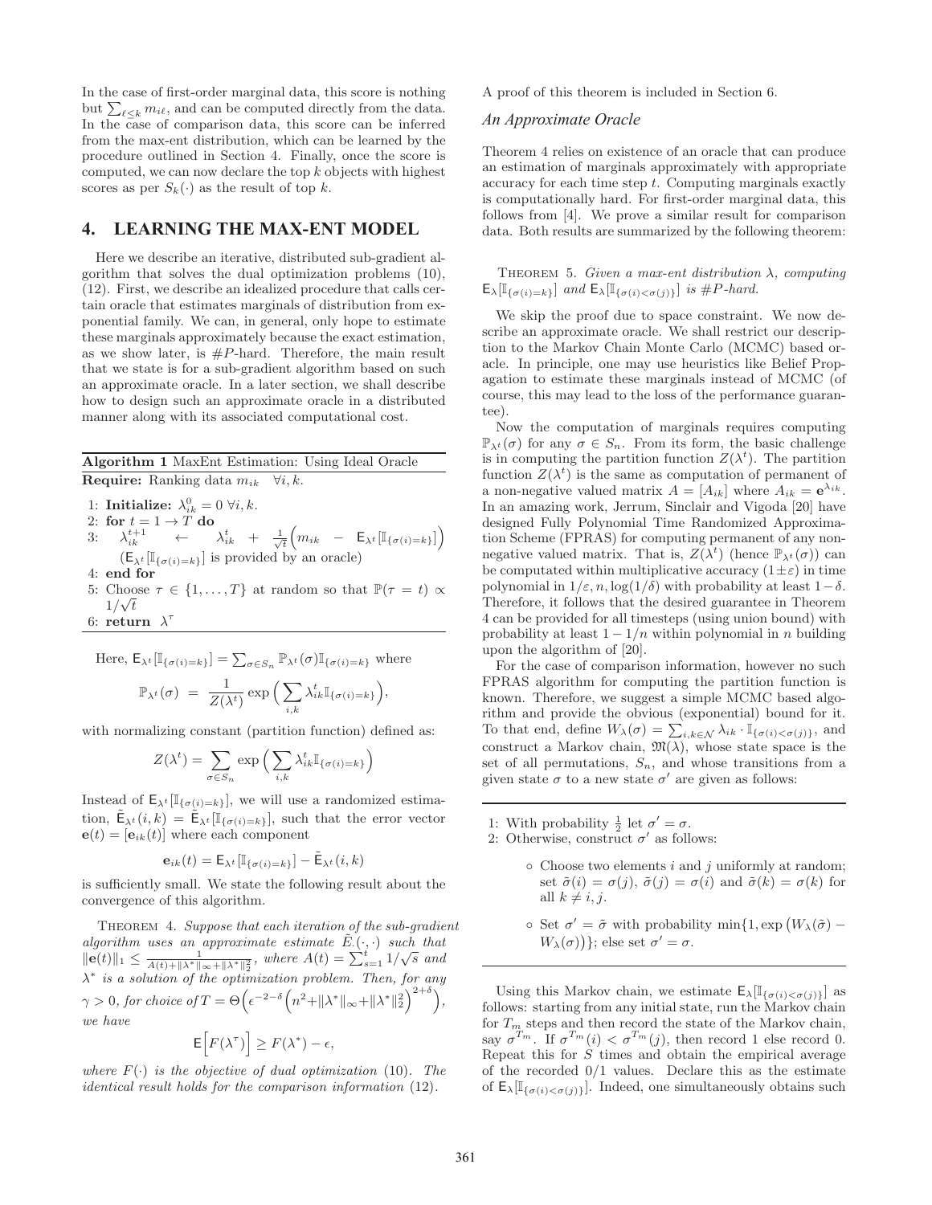In the case of first-order marginal data, this score is nothing but $\sum_{\ell \leq k} m_{i\ell}$, and can be computed directly from the data. In the case of comparison data, this score can be inferred from the max-ent distribution, which can be learned by the procedure outlined in Section 4. Finally, once the score is computed, we can now declare the top $k$ objects with highest scores as per $S_k(\cdot)$ as the result of top $k$.

## 4. LEARNING THE MAX-ENT MODEL

Here we describe an iterative, distributed sub-gradient algorithm that solves the dual optimization problems (10), (12). First, we describe an idealized procedure that calls certain oracle that estimates marginals of distribution from exponential family. We can, in general, only hope to estimate these marginals approximately because the exact estimation, as we show later, is #P-hard. Therefore, the main result that we state is for a sub-gradient algorithm based on such an approximate oracle. In a later section, we shall describe how to design such an approximate oracle in a distributed manner along with its associated computational cost.

**Algorithm 1** MaxEnt Estimation: Using Ideal Oracle

**Require:** Ranking data $m_{ik}$ $\forall i, k$.

1: **Initialize:** $\lambda^0_{ik} = 0 \; \forall i, k$.
2: **for** $t = 1 \to T$ **do**
3: $\quad \lambda^{t+1}_{ik} \leftarrow \lambda^t_{ik} + \frac{1}{\sqrt{t}}\Big(m_{ik} - \mathsf{E}_{\lambda^t}[\mathbb{I}_{\{\sigma(i)=k\}}]\Big)$ ($\mathsf{E}_{\lambda^t}[\mathbb{I}_{\{\sigma(i)=k\}}]$ is provided by an oracle)
4: **end for**
5: Choose $\tau \in \{1, \ldots, T\}$ at random so that $\mathbb{P}(\tau = t) \propto 1/\sqrt{t}$
6: **return** $\lambda^\tau$

Here, $\mathsf{E}_{\lambda^t}[\mathbb{I}_{\{\sigma(i)=k\}}] = \sum_{\sigma \in S_n} \mathbb{P}_{\lambda^t}(\sigma)\mathbb{I}_{\{\sigma(i)=k\}}$ where

$$\mathbb{P}_{\lambda^t}(\sigma) \;=\; \frac{1}{Z(\lambda^t)} \exp\Big(\sum_{i,k} \lambda^t_{ik}\mathbb{I}_{\{\sigma(i)=k\}}\Big),$$

with normalizing constant (partition function) defined as:

$$Z(\lambda^t) = \sum_{\sigma \in S_n} \exp\Big(\sum_{i,k} \lambda^t_{ik}\mathbb{I}_{\{\sigma(i)=k\}}\Big)$$

Instead of $\mathsf{E}_{\lambda^t}[\mathbb{I}_{\{\sigma(i)=k\}}]$, we will use a randomized estimation, $\tilde{\mathsf{E}}_{\lambda^t}(i,k) = \tilde{\mathsf{E}}_{\lambda^t}[\mathbb{I}_{\{\sigma(i)=k\}}]$, such that the error vector $\mathbf{e}(t) = [\mathbf{e}_{ik}(t)]$ where each component

$$\mathbf{e}_{ik}(t) = \mathsf{E}_{\lambda^t}[\mathbb{I}_{\{\sigma(i)=k\}}] - \tilde{\mathsf{E}}_{\lambda^t}(i,k)$$

is sufficiently small. We state the following result about the convergence of this algorithm.

Theorem 4. *Suppose that each iteration of the sub-gradient algorithm uses an approximate estimate $\tilde{E}_{\cdot}(\cdot,\cdot)$ such that $\|\mathbf{e}(t)\|_1 \leq \frac{1}{A(t)+\|\lambda^*\|_\infty+\|\lambda^*\|_2^2}$, where $A(t) = \sum_{s=1}^{t} 1/\sqrt{s}$ and $\lambda^*$ is a solution of the optimization problem. Then, for any $\gamma > 0$, for choice of $T = \Theta\Big(\epsilon^{-2-\delta}\Big(n^2 + \|\lambda^*\|_\infty + \|\lambda^*\|_2^2\Big)^{2+\delta}\Big)$, we have*

$$\mathsf{E}\Big[F(\lambda^\tau)\Big] \geq F(\lambda^*) - \epsilon,$$

*where $F(\cdot)$ is the objective of dual optimization (10). The identical result holds for the comparison information (12).*

A proof of this theorem is included in Section 6.

### An Approximate Oracle

Theorem 4 relies on existence of an oracle that can produce an estimation of marginals approximately with appropriate accuracy for each time step $t$. Computing marginals exactly is computationally hard. For first-order marginal data, this follows from [4]. We prove a similar result for comparison data. Both results are summarized by the following theorem:

Theorem 5. *Given a max-ent distribution $\lambda$, computing $\mathsf{E}_\lambda[\mathbb{I}_{\{\sigma(i)=k\}}]$ and $\mathsf{E}_\lambda[\mathbb{I}_{\{\sigma(i)<\sigma(j)\}}]$ is #P-hard.*

We skip the proof due to space constraint. We now describe an approximate oracle. We shall restrict our description to the Markov Chain Monte Carlo (MCMC) based oracle. In principle, one may use heuristics like Belief Propagation to estimate these marginals instead of MCMC (of course, this may lead to the loss of the performance guarantee).

Now the computation of marginals requires computing $\mathbb{P}_{\lambda^t}(\sigma)$ for any $\sigma \in S_n$. From its form, the basic challenge is in computing the partition function $Z(\lambda^t)$. The partition function $Z(\lambda^t)$ is the same as computation of permanent of a non-negative valued matrix $A = [A_{ik}]$ where $A_{ik} = \mathbf{e}^{\lambda_{ik}}$. In an amazing work, Jerrum, Sinclair and Vigoda [20] have designed Fully Polynomial Time Randomized Approximation Scheme (FPRAS) for computing permanent of any non-negative valued matrix. That is, $Z(\lambda^t)$ (hence $\mathbb{P}_{\lambda^t}(\sigma)$) can be computated within multiplicative accuracy $(1 \pm \varepsilon)$ in time polynomial in $1/\varepsilon, n, \log(1/\delta)$ with probability at least $1-\delta$. Therefore, it follows that the desired guarantee in Theorem 4 can be provided for all timesteps (using union bound) with probability at least $1 - 1/n$ within polynomial in $n$ building upon the algorithm of [20].

For the case of comparison information, however no such FPRAS algorithm for computing the partition function is known. Therefore, we suggest a simple MCMC based algorithm and provide the obvious (exponential) bound for it. To that end, define $W_\lambda(\sigma) = \sum_{i,k \in \mathcal{N}} \lambda_{ik} \cdot \mathbb{I}_{\{\sigma(i)<\sigma(j)\}}$, and construct a Markov chain, $\mathfrak{M}(\lambda)$, whose state space is the set of all permutations, $S_n$, and whose transitions from a given state $\sigma$ to a new state $\sigma'$ are given as follows:

1: With probability $\frac{1}{2}$ let $\sigma' = \sigma$.
2: Otherwise, construct $\sigma'$ as follows:
   - Choose two elements $i$ and $j$ uniformly at random; set $\tilde{\sigma}(i) = \sigma(j)$, $\tilde{\sigma}(j) = \sigma(i)$ and $\tilde{\sigma}(k) = \sigma(k)$ for all $k \neq i, j$.
   - Set $\sigma' = \tilde{\sigma}$ with probability $\min\{1, \exp\big(W_\lambda(\tilde{\sigma}) - W_\lambda(\sigma)\big)\}$; else set $\sigma' = \sigma$.

Using this Markov chain, we estimate $\mathsf{E}_\lambda[\mathbb{I}_{\{\sigma(i)<\sigma(j)\}}]$ as follows: starting from any initial state, run the Markov chain for $T_m$ steps and then record the state of the Markov chain, say $\sigma^{T_m}$. If $\sigma^{T_m}(i) < \sigma^{T_m}(j)$, then record 1 else record 0. Repeat this for $S$ times and obtain the empirical average of the recorded 0/1 values. Declare this as the estimate of $\mathsf{E}_\lambda[\mathbb{I}_{\{\sigma(i)<\sigma(j)\}}]$. Indeed, one simultaneously obtains such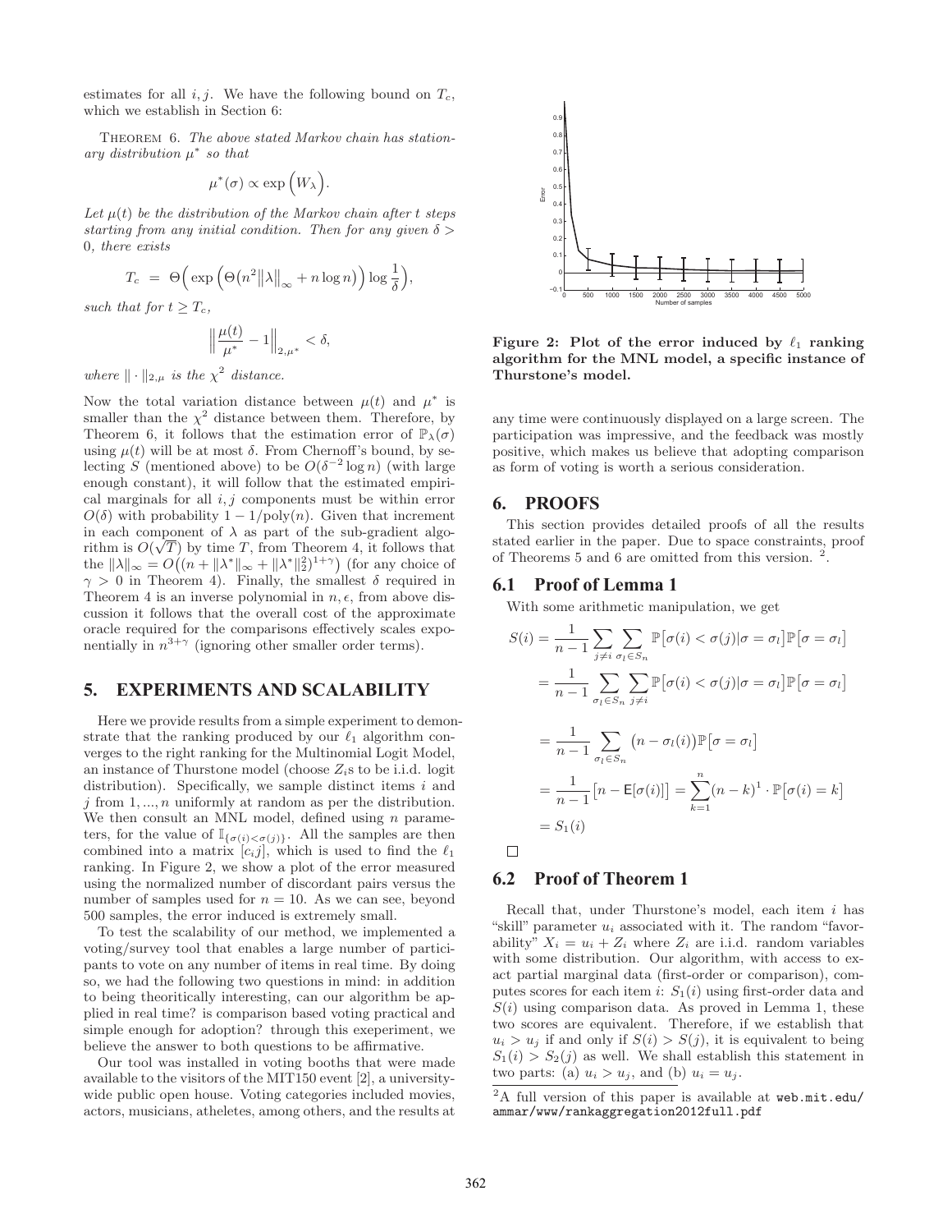estimates for all $i, j$. We have the following bound on $T_c$, which we establish in Section 6:

THEOREM 6. *The above stated Markov chain has stationary distribution $\mu^*$ so that*

$$\mu^*(\sigma) \propto \exp\Big(W_\lambda\Big).$$

*Let $\mu(t)$ be the distribution of the Markov chain after $t$ steps starting from any initial condition. Then for any given $\delta > 0$, there exists*

$$T_c \;=\; \Theta\Big(\exp\Big(\Theta\big(n^2\big\|\lambda\big\|_\infty + n\log n\big)\Big)\log\frac{1}{\delta}\Big),$$

*such that for $t \geq T_c$,*

$$\Big\|\frac{\mu(t)}{\mu^*} - 1\Big\|_{2,\mu^*} < \delta,$$

*where $\|\cdot\|_{2,\mu}$ is the $\chi^2$ distance.*

Now the total variation distance between $\mu(t)$ and $\mu^*$ is smaller than the $\chi^2$ distance between them. Therefore, by Theorem 6, it follows that the estimation error of $\mathbb{P}_\lambda(\sigma)$ using $\mu(t)$ will be at most $\delta$. From Chernoff's bound, by selecting $S$ (mentioned above) to be $O(\delta^{-2}\log n)$ (with large enough constant), it will follow that the estimated empirical marginals for all $i, j$ components must be within error $O(\delta)$ with probability $1 - 1/\text{poly}(n)$. Given that increment in each component of $\lambda$ as part of the sub-gradient algorithm is $O(\sqrt{T})$ by time $T$, from Theorem 4, it follows that the $\|\lambda\|_\infty = O\big((n + \|\lambda^*\|_\infty + \|\lambda^*\|_2^2)^{1+\gamma}\big)$ (for any choice of $\gamma > 0$ in Theorem 4). Finally, the smallest $\delta$ required in Theorem 4 is an inverse polynomial in $n, \epsilon$, from above discussion it follows that the overall cost of the approximate oracle required for the comparisons effectively scales exponentially in $n^{3+\gamma}$ (ignoring other smaller order terms).

## 5. EXPERIMENTS AND SCALABILITY

Here we provide results from a simple experiment to demonstrate that the ranking produced by our $\ell_1$ algorithm converges to the right ranking for the Multinomial Logit Model, an instance of Thurstone model (choose $Z_i$s to be i.i.d. logit distribution). Specifically, we sample distinct items $i$ and $j$ from $1, ..., n$ uniformly at random as per the distribution. We then consult an MNL model, defined using $n$ parameters, for the value of $\mathbb{I}_{\{\sigma(i)<\sigma(j)\}}$. All the samples are then combined into a matrix $[c_i j]$, which is used to find the $\ell_1$ ranking. In Figure 2, we show a plot of the error measured using the normalized number of discordant pairs versus the number of samples used for $n = 10$. As we can see, beyond 500 samples, the error induced is extremely small.

To test the scalability of our method, we implemented a voting/survey tool that enables a large number of participants to vote on any number of items in real time. By doing so, we had the following two questions in mind: in addition to being theoritically interesting, can our algorithm be applied in real time? is comparison based voting practical and simple enough for adoption? through this exeperiment, we believe the answer to both questions to be affirmative.

Our tool was installed in voting booths that were made available to the visitors of the MIT150 event [2], a university-wide public open house. Voting categories included movies, actors, musicians, atheletes, among others, and the results at any time were continuously displayed on a large screen. The participation was impressive, and the feedback was mostly positive, which makes us believe that adopting comparison as form of voting is worth a serious consideration.

**Figure 2: Plot of the error induced by $\ell_1$ ranking algorithm for the MNL model, a specific instance of Thurstone's model.**

## 6. PROOFS

This section provides detailed proofs of all the results stated earlier in the paper. Due to space constraints, proof of Theorems 5 and 6 are omitted from this version. [2].

### 6.1 Proof of Lemma 1

With some arithmetic manipulation, we get

$$\begin{aligned}
S(i) &= \frac{1}{n-1}\sum_{j\neq i}\sum_{\sigma_l\in S_n}\mathbb{P}\big[\sigma(i)<\sigma(j)|\sigma=\sigma_l\big]\mathbb{P}\big[\sigma=\sigma_l\big] \\
&= \frac{1}{n-1}\sum_{\sigma_l\in S_n}\sum_{j\neq i}\mathbb{P}\big[\sigma(i)<\sigma(j)|\sigma=\sigma_l\big]\mathbb{P}\big[\sigma=\sigma_l\big] \\
&= \frac{1}{n-1}\sum_{\sigma_l\in S_n}\big(n-\sigma_l(i)\big)\mathbb{P}\big[\sigma=\sigma_l\big] \\
&= \frac{1}{n-1}\big[n-\mathsf{E}[\sigma(i)]\big] = \sum_{k=1}^{n}(n-k)^1\cdot\mathbb{P}\big[\sigma(i)=k\big] \\
&= S_1(i)
\end{aligned}$$

□

### 6.2 Proof of Theorem 1

Recall that, under Thurstone's model, each item $i$ has "skill" parameter $u_i$ associated with it. The random "favorability" $X_i = u_i + Z_i$ where $Z_i$ are i.i.d. random variables with some distribution. Our algorithm, with access to exact partial marginal data (first-order or comparison), computes scores for each item $i$: $S_1(i)$ using first-order data and $S(i)$ using comparison data. As proved in Lemma 1, these two scores are equivalent. Therefore, if we establish that $u_i > u_j$ if and only if $S(i) > S(j)$, it is equivalent to being $S_1(i) > S_2(j)$ as well. We shall establish this statement in two parts: (a) $u_i > u_j$, and (b) $u_i = u_j$.

[2] A full version of this paper is available at web.mit.edu/ammar/www/rankaggregation2012full.pdf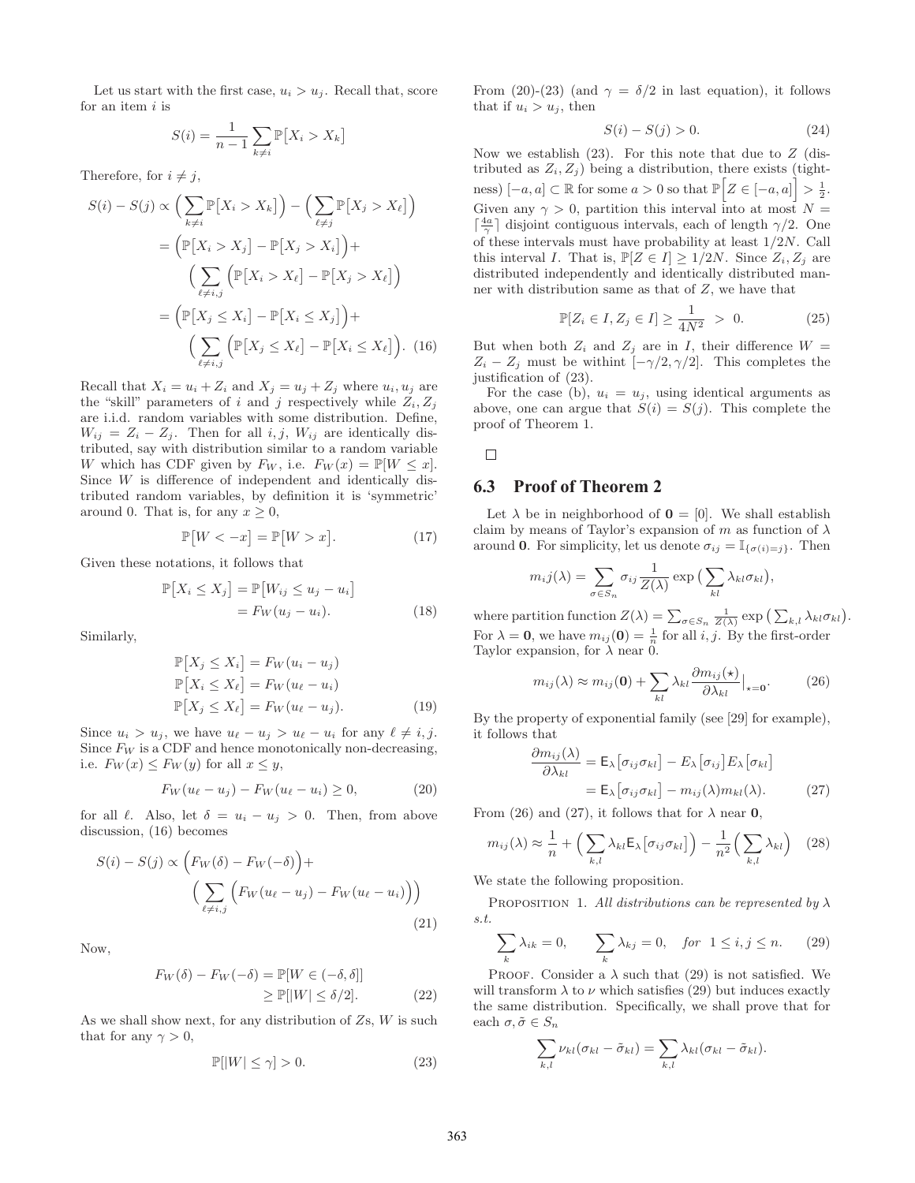Let us start with the first case, $u_i > u_j$. Recall that, score for an item $i$ is

$$S(i) = \frac{1}{n-1} \sum_{k \neq i} \mathbb{P}\big[X_i > X_k\big]$$

Therefore, for $i \neq j$,

$$\begin{aligned} S(i) - S(j) &\propto \Big(\sum_{k\neq i} \mathbb{P}\big[X_i > X_k\big]\Big) - \Big(\sum_{\ell \neq j} \mathbb{P}\big[X_j > X_\ell\big]\Big) \\ &= \Big(\mathbb{P}\big[X_i > X_j\big] - \mathbb{P}\big[X_j > X_i\big]\Big) + \\ &\quad \Big(\sum_{\ell \neq i,j} \Big(\mathbb{P}\big[X_i > X_\ell\big] - \mathbb{P}\big[X_j > X_\ell\big]\Big) \\ &= \Big(\mathbb{P}\big[X_j \leq X_i\big] - \mathbb{P}\big[X_i \leq X_j\big]\Big) + \\ &\quad \Big(\sum_{\ell \neq i,j} \Big(\mathbb{P}\big[X_j \leq X_\ell\big] - \mathbb{P}\big[X_i \leq X_\ell\big]\Big). \quad (16) \end{aligned}$$

Recall that $X_i = u_i + Z_i$ and $X_j = u_j + Z_j$ where $u_i, u_j$ are the "skill" parameters of $i$ and $j$ respectively while $Z_i, Z_j$ are i.i.d. random variables with some distribution. Define, $W_{ij} = Z_i - Z_j$. Then for all $i, j$, $W_{ij}$ are identically distributed, say with distribution similar to a random variable $W$ which has CDF given by $F_W$, i.e. $F_W(x) = \mathbb{P}[W \leq x]$. Since $W$ is difference of independent and identically distributed random variables, by definition it is 'symmetric' around 0. That is, for any $x \geq 0$,

$$\mathbb{P}\big[W < -x\big] = \mathbb{P}\big[W > x\big]. \quad (17)$$

Given these notations, it follows that

$$\begin{aligned} \mathbb{P}\big[X_i \leq X_j\big] &= \mathbb{P}\big[W_{ij} \leq u_j - u_i\big] \\ &= F_W(u_j - u_i). \end{aligned} \quad (18)$$

Similarly,

$$\begin{aligned} \mathbb{P}\big[X_j \leq X_i\big] &= F_W(u_i - u_j) \\ \mathbb{P}\big[X_i \leq X_\ell\big] &= F_W(u_\ell - u_i) \\ \mathbb{P}\big[X_j \leq X_\ell\big] &= F_W(u_\ell - u_j). \end{aligned} \quad (19)$$

Since $u_i > u_j$, we have $u_\ell - u_j > u_\ell - u_i$ for any $\ell \neq i, j$. Since $F_W$ is a CDF and hence monotonically non-decreasing, i.e. $F_W(x) \leq F_W(y)$ for all $x \leq y$,

$$F_W(u_\ell - u_j) - F_W(u_\ell - u_i) \geq 0, \quad (20)$$

for all $\ell$. Also, let $\delta = u_i - u_j > 0$. Then, from above discussion, (16) becomes

$$\begin{aligned} S(i) - S(j) &\propto \Big(F_W(\delta) - F_W(-\delta)\Big) + \\ &\quad \Big(\sum_{\ell \neq i,j} \Big(F_W(u_\ell - u_j) - F_W(u_\ell - u_i)\Big)\Big) \end{aligned} \quad (21)$$

Now,

$$\begin{aligned} F_W(\delta) - F_W(-\delta) &= \mathbb{P}[W \in (-\delta, \delta]] \\ &\geq \mathbb{P}[|W| \leq \delta/2]. \end{aligned} \quad (22)$$

As we shall show next, for any distribution of $Z$s, $W$ is such that for any $\gamma > 0$,

$$\mathbb{P}[|W| \leq \gamma] > 0. \quad (23)$$

From (20)-(23) (and $\gamma = \delta/2$ in last equation), it follows that if $u_i > u_j$, then

$$S(i) - S(j) > 0. \quad (24)$$

Now we establish (23). For this note that due to $Z$ (distributed as $Z_i, Z_j$) being a distribution, there exists (tightness) $[-a, a] \subset \mathbb{R}$ for some $a > 0$ so that $\mathbb{P}\Big[Z \in [-a,a]\Big] > \frac{1}{2}$. Given any $\gamma > 0$, partition this interval into at most $N = \lceil \frac{4a}{\gamma} \rceil$ disjoint contiguous intervals, each of length $\gamma/2$. One of these intervals must have probability at least $1/2N$. Call this interval $I$. That is, $\mathbb{P}[Z \in I] \geq 1/2N$. Since $Z_i, Z_j$ are distributed independently and identically distributed manner with distribution same as that of $Z$, we have that

$$\mathbb{P}[Z_i \in I, Z_j \in I] \geq \frac{1}{4N^2} > 0. \quad (25)$$

But when both $Z_i$ and $Z_j$ are in $I$, their difference $W = Z_i - Z_j$ must be within $[-\gamma/2, \gamma/2]$. This completes the justification of (23).

For the case (b), $u_i = u_j$, using identical arguments as above, one can argue that $S(i) = S(j)$. This complete the proof of Theorem 1.

□

## 6.3 Proof of Theorem 2

Let $\lambda$ be in neighborhood of $\mathbf{0} = [0]$. We shall establish claim by means of Taylor's expansion of $m$ as function of $\lambda$ around $\mathbf{0}$. For simplicity, let us denote $\sigma_{ij} = \mathbb{I}_{\{\sigma(i)=j\}}$. Then

$$m_i j(\lambda) = \sum_{\sigma \in S_n} \sigma_{ij} \frac{1}{Z(\lambda)} \exp\big(\sum_{kl} \lambda_{kl}\sigma_{kl}\big),$$

where partition function $Z(\lambda) = \sum_{\sigma \in S_n} \frac{1}{Z(\lambda)} \exp\big(\sum_{k,l} \lambda_{kl}\sigma_{kl}\big)$. For $\lambda = \mathbf{0}$, we have $m_{ij}(\mathbf{0}) = \frac{1}{n}$ for all $i, j$. By the first-order Taylor expansion, for $\lambda$ near 0.

$$m_{ij}(\lambda) \approx m_{ij}(\mathbf{0}) + \sum_{kl} \lambda_{kl} \frac{\partial m_{ij}(\star)}{\partial \lambda_{kl}}\Big|_{\star=\mathbf{0}}. \quad (26)$$

By the property of exponential family (see [29] for example), it follows that

$$\begin{aligned} \frac{\partial m_{ij}(\lambda)}{\partial \lambda_{kl}} &= \mathsf{E}_\lambda\big[\sigma_{ij}\sigma_{kl}\big] - E_\lambda\big[\sigma_{ij}\big] E_\lambda\big[\sigma_{kl}\big] \\ &= \mathsf{E}_\lambda\big[\sigma_{ij}\sigma_{kl}\big] - m_{ij}(\lambda) m_{kl}(\lambda). \end{aligned} \quad (27)$$

From (26) and (27), it follows that for $\lambda$ near $\mathbf{0}$,

$$m_{ij}(\lambda) \approx \frac{1}{n} + \Big(\sum_{k,l} \lambda_{kl} \mathsf{E}_\lambda\big[\sigma_{ij}\sigma_{kl}\big]\Big) - \frac{1}{n^2}\Big(\sum_{k,l} \lambda_{kl}\Big) \quad (28)$$

We state the following proposition.

Proposition 1. *All distributions can be represented by $\lambda$ s.t.*

$$\sum_k \lambda_{ik} = 0, \qquad \sum_k \lambda_{kj} = 0, \quad \textit{for} \;\; 1 \leq i, j \leq n. \quad (29)$$

Proof. Consider a $\lambda$ such that (29) is not satisfied. We will transform $\lambda$ to $\nu$ which satisfies (29) but induces exactly the same distribution. Specifically, we shall prove that for each $\sigma, \tilde{\sigma} \in S_n$

$$\sum_{k,l} \nu_{kl}(\sigma_{kl} - \tilde{\sigma}_{kl}) = \sum_{k,l} \lambda_{kl}(\sigma_{kl} - \tilde{\sigma}_{kl}).$$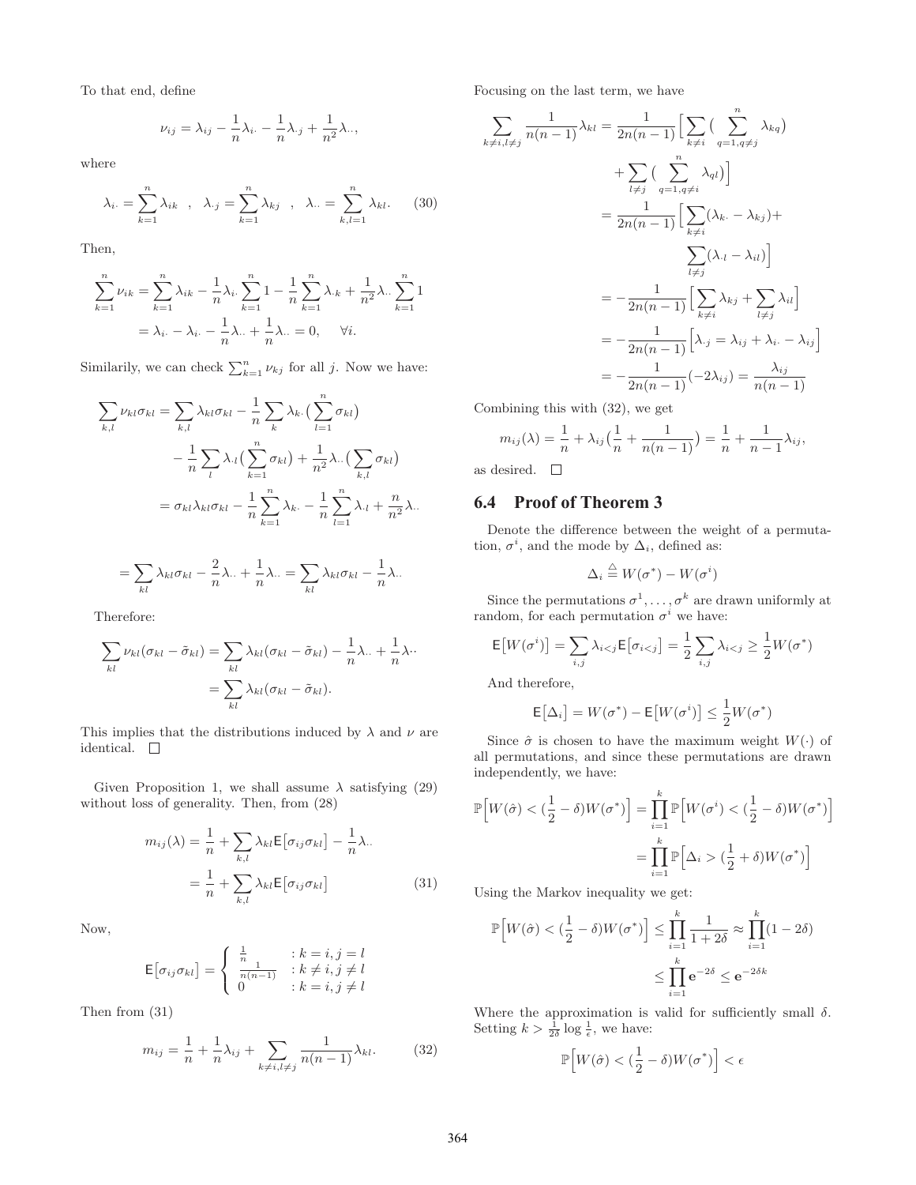To that end, define

$$\nu_{ij} = \lambda_{ij} - \frac{1}{n}\lambda_{i\cdot} - \frac{1}{n}\lambda_{\cdot j} + \frac{1}{n^2}\lambda_{\cdot\cdot},$$

where

$$\lambda_{i\cdot} = \sum_{k=1}^{n} \lambda_{ik} \quad , \quad \lambda_{\cdot j} = \sum_{k=1}^{n} \lambda_{kj} \quad , \quad \lambda_{\cdot\cdot} = \sum_{k,l=1}^{n} \lambda_{kl}. \tag{30}$$

Then,

$$\begin{aligned}\sum_{k=1}^{n} \nu_{ik} &= \sum_{k=1}^{n} \lambda_{ik} - \frac{1}{n}\lambda_{i\cdot} \sum_{k=1}^{n} 1 - \frac{1}{n}\sum_{k=1}^{n} \lambda_{\cdot k} + \frac{1}{n^2}\lambda_{\cdot\cdot} \sum_{k=1}^{n} 1 \\ &= \lambda_{i\cdot} - \lambda_{i\cdot} - \frac{1}{n}\lambda_{\cdot\cdot} + \frac{1}{n}\lambda_{\cdot\cdot} = 0, \quad \forall i.\end{aligned}$$

Similarily, we can check $\sum_{k=1}^{n} \nu_{kj}$ for all $j$. Now we have:

$$\begin{aligned}\sum_{k,l} \nu_{kl}\sigma_{kl} &= \sum_{k,l} \lambda_{kl}\sigma_{kl} - \frac{1}{n}\sum_{k} \lambda_{k\cdot}\big(\sum_{l=1}^{n} \sigma_{kl}\big) \\ &\quad - \frac{1}{n}\sum_{l} \lambda_{\cdot l}\big(\sum_{k=1}^{n} \sigma_{kl}\big) + \frac{1}{n^2}\lambda_{\cdot\cdot}\big(\sum_{k,l} \sigma_{kl}\big) \\ &= \sigma_{kl}\lambda_{kl}\sigma_{kl} - \frac{1}{n}\sum_{k=1}^{n} \lambda_{k\cdot} - \frac{1}{n}\sum_{l=1}^{n} \lambda_{\cdot l} + \frac{n}{n^2}\lambda_{\cdot\cdot}\end{aligned}$$

$$= \sum_{kl} \lambda_{kl}\sigma_{kl} - \frac{2}{n}\lambda_{\cdot\cdot} + \frac{1}{n}\lambda_{\cdot\cdot} = \sum_{kl} \lambda_{kl}\sigma_{kl} - \frac{1}{n}\lambda_{\cdot\cdot}$$

Therefore:

$$\begin{aligned}\sum_{kl} \nu_{kl}(\sigma_{kl} - \tilde{\sigma}_{kl}) &= \sum_{kl} \lambda_{kl}(\sigma_{kl} - \tilde{\sigma}_{kl}) - \frac{1}{n}\lambda_{\cdot\cdot} + \frac{1}{n}\lambda_{\cdot\cdot} \\ &= \sum_{kl} \lambda_{kl}(\sigma_{kl} - \tilde{\sigma}_{kl}).\end{aligned}$$

This implies that the distributions induced by $\lambda$ and $\nu$ are identical. □

Given Proposition 1, we shall assume $\lambda$ satisfying (29) without loss of generality. Then, from (28)

$$\begin{aligned}m_{ij}(\lambda) &= \frac{1}{n} + \sum_{k,l} \lambda_{kl}\mathsf{E}\big[\sigma_{ij}\sigma_{kl}\big] - \frac{1}{n}\lambda_{\cdot\cdot} \\ &= \frac{1}{n} + \sum_{k,l} \lambda_{kl}\mathsf{E}\big[\sigma_{ij}\sigma_{kl}\big]\end{aligned} \tag{31}$$

Now,

$$\mathsf{E}\big[\sigma_{ij}\sigma_{kl}\big] = \begin{cases} \frac{1}{n} & : k = i, j = l \\ \frac{1}{n(n-1)} & : k \neq i, j \neq l \\ 0 & : k = i, j \neq l \end{cases}$$

Then from (31)

$$m_{ij} = \frac{1}{n} + \frac{1}{n}\lambda_{ij} + \sum_{k\neq i, l\neq j} \frac{1}{n(n-1)}\lambda_{kl}. \tag{32}$$

Focusing on the last term, we have

$$\begin{aligned}\sum_{k\neq i, l\neq j} \frac{1}{n(n-1)}\lambda_{kl} &= \frac{1}{2n(n-1)}\Big[\sum_{k\neq i}\big(\sum_{q=1, q\neq j}^{n} \lambda_{kq}\big) \\ &\quad + \sum_{l\neq j}\big(\sum_{q=1, q\neq i}^{n} \lambda_{ql}\big)\Big] \\ &= \frac{1}{2n(n-1)}\Big[\sum_{k\neq i}(\lambda_{k\cdot} - \lambda_{kj}) + \\ &\quad \sum_{l\neq j}(\lambda_{\cdot l} - \lambda_{il})\Big] \\ &= -\frac{1}{2n(n-1)}\Big[\sum_{k\neq i} \lambda_{kj} + \sum_{l\neq j} \lambda_{il}\Big] \\ &= -\frac{1}{2n(n-1)}\Big[\lambda_{\cdot j} = \lambda_{ij} + \lambda_{i\cdot} - \lambda_{ij}\Big] \\ &= -\frac{1}{2n(n-1)}(-2\lambda_{ij}) = \frac{\lambda_{ij}}{n(n-1)}\end{aligned}$$

Combining this with (32), we get

$$m_{ij}(\lambda) = \frac{1}{n} + \lambda_{ij}\big(\frac{1}{n} + \frac{1}{n(n-1)}\big) = \frac{1}{n} + \frac{1}{n-1}\lambda_{ij},$$

as desired. □

## 6.4 Proof of Theorem 3

Denote the difference between the weight of a permutation, $\sigma^i$, and the mode by $\Delta_i$, defined as:

$$\Delta_i \triangleq W(\sigma^*) - W(\sigma^i)$$

Since the permutations $\sigma^1, \ldots, \sigma^k$ are drawn uniformly at random, for each permutation $\sigma^i$ we have:

$$\mathsf{E}\big[W(\sigma^i)\big] = \sum_{i,j} \lambda_{i<j}\mathsf{E}\big[\sigma_{i<j}\big] = \frac{1}{2}\sum_{i,j} \lambda_{i<j} \geq \frac{1}{2}W(\sigma^*)$$

And therefore,

$$\mathsf{E}\big[\Delta_i\big] = W(\sigma^*) - \mathsf{E}\big[W(\sigma^i)\big] \leq \frac{1}{2}W(\sigma^*)$$

Since $\hat{\sigma}$ is chosen to have the maximum weight $W(\cdot)$ of all permutations, and since these permutations are drawn independently, we have:

$$\begin{aligned}\mathbb{P}\Big[W(\hat{\sigma}) < (\frac{1}{2} - \delta)W(\sigma^*)\Big] &= \prod_{i=1}^{k} \mathbb{P}\Big[W(\sigma^i) < (\frac{1}{2} - \delta)W(\sigma^*)\Big] \\ &= \prod_{i=1}^{k} \mathbb{P}\Big[\Delta_i > (\frac{1}{2} + \delta)W(\sigma^*)\Big]\end{aligned}$$

Using the Markov inequality we get:

$$\begin{aligned}\mathbb{P}\Big[W(\hat{\sigma}) < (\frac{1}{2} - \delta)W(\sigma^*)\Big] &\leq \prod_{i=1}^{k} \frac{1}{1+2\delta} \approx \prod_{i=1}^{k}(1 - 2\delta) \\ &\leq \prod_{i=1}^{k} \mathbf{e}^{-2\delta} \leq \mathbf{e}^{-2\delta k}\end{aligned}$$

Where the approximation is valid for sufficiently small $\delta$. Setting $k > \frac{1}{2\delta}\log\frac{1}{\epsilon}$, we have:

$$\mathbb{P}\Big[W(\hat{\sigma}) < (\frac{1}{2} - \delta)W(\sigma^*)\Big] < \epsilon$$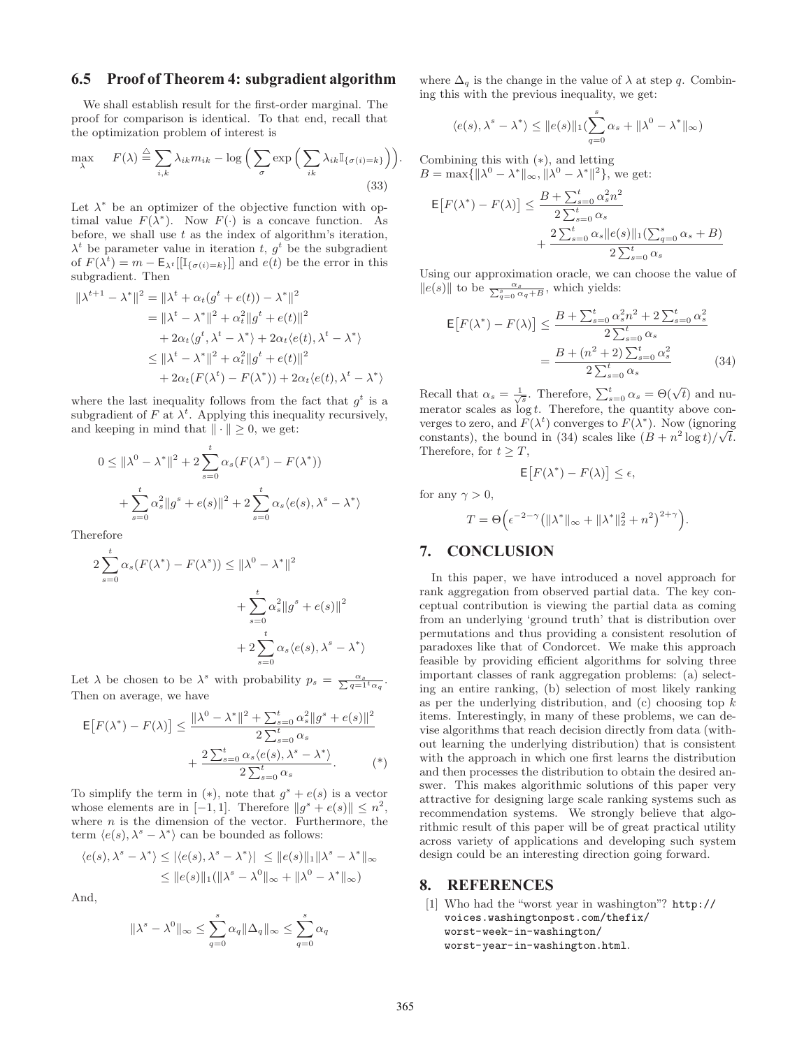## 6.5 Proof of Theorem 4: subgradient algorithm

We shall establish result for the first-order marginal. The proof for comparison is identical. To that end, recall that the optimization problem of interest is

$$\max_{\lambda} \quad F(\lambda) \stackrel{\triangle}{=} \sum_{i,k} \lambda_{ik} m_{ik} - \log\Big( \sum_{\sigma} \exp\Big( \sum_{ik} \lambda_{ik} \mathbb{I}_{\{\sigma(i)=k\}} \Big)\Big). \tag{33}$$

Let $\lambda^*$ be an optimizer of the objective function with optimal value $F(\lambda^*)$. Now $F(\cdot)$ is a concave function. As before, we shall use $t$ as the index of algorithm's iteration, $\lambda^t$ be parameter value in iteration $t$, $g^t$ be the subgradient of $F(\lambda^t) = m - \mathsf{E}_{\lambda^t}[[\mathbb{I}_{\{\sigma(i)=k\}}]]$ and $e(t)$ be the error in this subgradient. Then

$$\begin{aligned}
\|\lambda^{t+1} - \lambda^*\|^2 &= \|\lambda^t + \alpha_t(g^t + e(t)) - \lambda^*\|^2 \\
&= \|\lambda^t - \lambda^*\|^2 + \alpha_t^2 \|g^t + e(t)\|^2 \\
&\quad + 2\alpha_t \langle g^t, \lambda^t - \lambda^* \rangle + 2\alpha_t \langle e(t), \lambda^t - \lambda^* \rangle \\
&\leq \|\lambda^t - \lambda^*\|^2 + \alpha_t^2 \|g^t + e(t)\|^2 \\
&\quad + 2\alpha_t (F(\lambda^t) - F(\lambda^*)) + 2\alpha_t \langle e(t), \lambda^t - \lambda^* \rangle
\end{aligned}$$

where the last inequality follows from the fact that $g^t$ is a subgradient of $F$ at $\lambda^t$. Applying this inequality recursively, and keeping in mind that $\|\cdot\| \geq 0$, we get:

$$\begin{aligned}
0 \leq \|\lambda^0 - \lambda^*\|^2 &+ 2\sum_{s=0}^{t} \alpha_s (F(\lambda^s) - F(\lambda^*)) \\
&+ \sum_{s=0}^{t} \alpha_s^2 \|g^s + e(s)\|^2 + 2\sum_{s=0}^{t} \alpha_s \langle e(s), \lambda^s - \lambda^* \rangle
\end{aligned}$$

Therefore

$$\begin{aligned}
2\sum_{s=0}^{t} \alpha_s (F(\lambda^*) - F(\lambda^s)) \leq \|\lambda^0 - \lambda^*\|^2 & \\
+ \sum_{s=0}^{t} \alpha_s^2 \|g^s + e(s)\|^2 & \\
+ 2\sum_{s=0}^{t} \alpha_s \langle e(s), \lambda^s - \lambda^* \rangle &
\end{aligned}$$

Let $\lambda$ be chosen to be $\lambda^s$ with probability $p_s = \frac{\alpha_s}{\sum q = 1^t \alpha_q}$. Then on average, we have

$$\begin{aligned}
\mathsf{E}\big[F(\lambda^*) - F(\lambda)\big] \leq \frac{\|\lambda^0 - \lambda^*\|^2 + \sum_{s=0}^{t} \alpha_s^2 \|g^s + e(s)\|^2}{2\sum_{s=0}^{t} \alpha_s} & \\
+ \frac{2\sum_{s=0}^{t} \alpha_s \langle e(s), \lambda^s - \lambda^* \rangle}{2\sum_{s=0}^{t} \alpha_s}. & \qquad (*)
\end{aligned}$$

To simplify the term in $(*)$, note that $g^s + e(s)$ is a vector whose elements are in $[-1, 1]$. Therefore $\|g^s + e(s)\| \leq n^2$, where $n$ is the dimension of the vector. Furthermore, the term $\langle e(s), \lambda^s - \lambda^* \rangle$ can be bounded as follows:

$$\begin{aligned}
\langle e(s), \lambda^s - \lambda^* \rangle &\leq |\langle e(s), \lambda^s - \lambda^* \rangle| \ \leq \|e(s)\|_1 \|\lambda^s - \lambda^*\|_\infty \\
&\leq \|e(s)\|_1 (\|\lambda^s - \lambda^0\|_\infty + \|\lambda^0 - \lambda^*\|_\infty)
\end{aligned}$$

And,

$$\|\lambda^s - \lambda^0\|_\infty \leq \sum_{q=0}^{s} \alpha_q \|\Delta_q\|_\infty \leq \sum_{q=0}^{s} \alpha_q$$

where $\Delta_q$ is the change in the value of $\lambda$ at step $q$. Combining this with the previous inequality, we get:

$$\langle e(s), \lambda^s - \lambda^* \rangle \leq \|e(s)\|_1 (\sum_{q=0}^{s} \alpha_s + \|\lambda^0 - \lambda^*\|_\infty)$$

Combining this with $(*)$, and letting $B = \max\{\|\lambda^0 - \lambda^*\|_\infty, \|\lambda^0 - \lambda^*\|^2\}$, we get:

$$\begin{aligned}
\mathsf{E}\big[F(\lambda^*) - F(\lambda)\big] &\leq \frac{B + \sum_{s=0}^{t} \alpha_s^2 n^2}{2\sum_{s=0}^{t} \alpha_s} \\
&\quad + \frac{2\sum_{s=0}^{t} \alpha_s \|e(s)\|_1 (\sum_{q=0}^{s} \alpha_s + B)}{2\sum_{s=0}^{t} \alpha_s}
\end{aligned}$$

Using our approximation oracle, we can choose the value of $\|e(s)\|$ to be $\frac{\alpha_s}{\sum_{q=0}^{s} \alpha_q + B}$, which yields:

$$\begin{aligned}
\mathsf{E}\big[F(\lambda^*) - F(\lambda)\big] &\leq \frac{B + \sum_{s=0}^{t} \alpha_s^2 n^2 + 2\sum_{s=0}^{t} \alpha_s^2}{2\sum_{s=0}^{t} \alpha_s} \\
&= \frac{B + (n^2 + 2)\sum_{s=0}^{t} \alpha_s^2}{2\sum_{s=0}^{t} \alpha_s}
\end{aligned} \tag{34}$$

Recall that $\alpha_s = \frac{1}{\sqrt{s}}$. Therefore, $\sum_{s=0}^{t} \alpha_s = \Theta(\sqrt{t})$ and numerator scales as $\log t$. Therefore, the quantity above converges to zero, and $F(\lambda^t)$ converges to $F(\lambda^*)$. Now (ignoring constants), the bound in (34) scales like $(B + n^2 \log t)/\sqrt{t}$. Therefore, for $t \geq T$,

$$\mathsf{E}\big[F(\lambda^*) - F(\lambda)\big] \leq \epsilon,$$

for any $\gamma > 0$,

$$T = \Theta\Big(\epsilon^{-2-\gamma} \big(\|\lambda^*\|_\infty + \|\lambda^*\|_2^2 + n^2\big)^{2+\gamma}\Big).$$

## 7. CONCLUSION

In this paper, we have introduced a novel approach for rank aggregation from observed partial data. The key conceptual contribution is viewing the partial data as coming from an underlying 'ground truth' that is distribution over permutations and thus providing a consistent resolution of paradoxes like that of Condorcet. We make this approach feasible by providing efficient algorithms for solving three important classes of rank aggregation problems: (a) selecting an entire ranking, (b) selection of most likely ranking as per the underlying distribution, and (c) choosing top $k$ items. Interestingly, in many of these problems, we can devise algorithms that reach decision directly from data (without learning the underlying distribution) that is consistent with the approach in which one first learns the distribution and then processes the distribution to obtain the desired answer. This makes algorithmic solutions of this paper very attractive for designing large scale ranking systems such as recommendation systems. We strongly believe that algorithmic result of this paper will be of great practical utility across variety of applications and developing such system design could be an interesting direction going forward.

## 8. REFERENCES

[1] Who had the "worst year in washington"? http://voices.washingtonpost.com/thefix/worst-week-in-washington/worst-year-in-washington.html.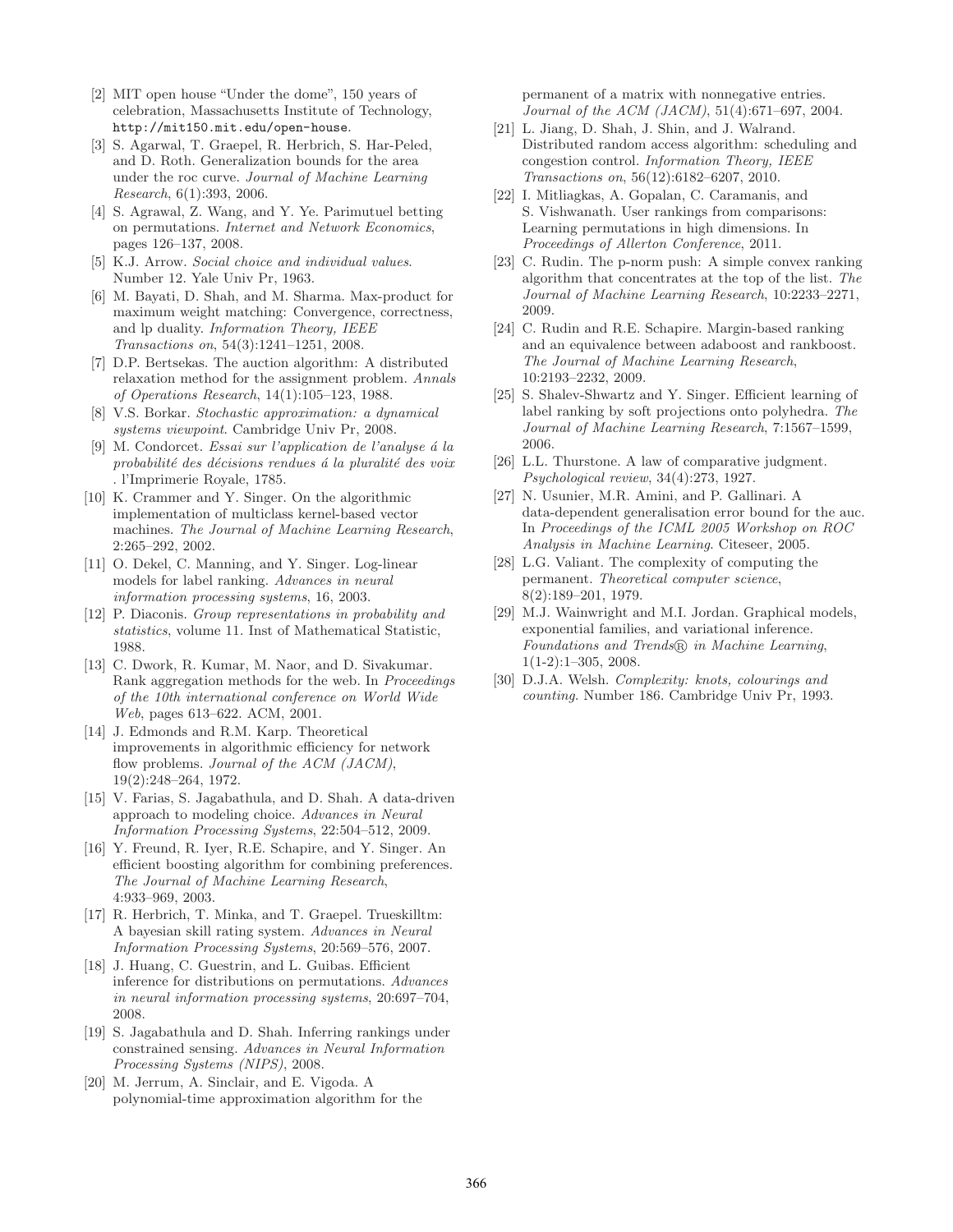[2] MIT open house "Under the dome", 150 years of celebration, Massachusetts Institute of Technology, http://mit150.mit.edu/open-house.

[3] S. Agarwal, T. Graepel, R. Herbrich, S. Har-Peled, and D. Roth. Generalization bounds for the area under the roc curve. *Journal of Machine Learning Research*, 6(1):393, 2006.

[4] S. Agrawal, Z. Wang, and Y. Ye. Parimutuel betting on permutations. *Internet and Network Economics*, pages 126–137, 2008.

[5] K.J. Arrow. *Social choice and individual values*. Number 12. Yale Univ Pr, 1963.

[6] M. Bayati, D. Shah, and M. Sharma. Max-product for maximum weight matching: Convergence, correctness, and lp duality. *Information Theory, IEEE Transactions on*, 54(3):1241–1251, 2008.

[7] D.P. Bertsekas. The auction algorithm: A distributed relaxation method for the assignment problem. *Annals of Operations Research*, 14(1):105–123, 1988.

[8] V.S. Borkar. *Stochastic approximation: a dynamical systems viewpoint*. Cambridge Univ Pr, 2008.

[9] M. Condorcet. *Essai sur l'application de l'analyse á la probabilité des décisions rendues á la pluralité des voix* . l'Imprimerie Royale, 1785.

[10] K. Crammer and Y. Singer. On the algorithmic implementation of multiclass kernel-based vector machines. *The Journal of Machine Learning Research*, 2:265–292, 2002.

[11] O. Dekel, C. Manning, and Y. Singer. Log-linear models for label ranking. *Advances in neural information processing systems*, 16, 2003.

[12] P. Diaconis. *Group representations in probability and statistics*, volume 11. Inst of Mathematical Statistic, 1988.

[13] C. Dwork, R. Kumar, M. Naor, and D. Sivakumar. Rank aggregation methods for the web. In *Proceedings of the 10th international conference on World Wide Web*, pages 613–622. ACM, 2001.

[14] J. Edmonds and R.M. Karp. Theoretical improvements in algorithmic efficiency for network flow problems. *Journal of the ACM (JACM)*, 19(2):248–264, 1972.

[15] V. Farias, S. Jagabathula, and D. Shah. A data-driven approach to modeling choice. *Advances in Neural Information Processing Systems*, 22:504–512, 2009.

[16] Y. Freund, R. Iyer, R.E. Schapire, and Y. Singer. An efficient boosting algorithm for combining preferences. *The Journal of Machine Learning Research*, 4:933–969, 2003.

[17] R. Herbrich, T. Minka, and T. Graepel. Trueskilltm: A bayesian skill rating system. *Advances in Neural Information Processing Systems*, 20:569–576, 2007.

[18] J. Huang, C. Guestrin, and L. Guibas. Efficient inference for distributions on permutations. *Advances in neural information processing systems*, 20:697–704, 2008.

[19] S. Jagabathula and D. Shah. Inferring rankings under constrained sensing. *Advances in Neural Information Processing Systems (NIPS)*, 2008.

[20] M. Jerrum, A. Sinclair, and E. Vigoda. A polynomial-time approximation algorithm for the permanent of a matrix with nonnegative entries. *Journal of the ACM (JACM)*, 51(4):671–697, 2004.

[21] L. Jiang, D. Shah, J. Shin, and J. Walrand. Distributed random access algorithm: scheduling and congestion control. *Information Theory, IEEE Transactions on*, 56(12):6182–6207, 2010.

[22] I. Mitliagkas, A. Gopalan, C. Caramanis, and S. Vishwanath. User rankings from comparisons: Learning permutations in high dimensions. In *Proceedings of Allerton Conference*, 2011.

[23] C. Rudin. The p-norm push: A simple convex ranking algorithm that concentrates at the top of the list. *The Journal of Machine Learning Research*, 10:2233–2271, 2009.

[24] C. Rudin and R.E. Schapire. Margin-based ranking and an equivalence between adaboost and rankboost. *The Journal of Machine Learning Research*, 10:2193–2232, 2009.

[25] S. Shalev-Shwartz and Y. Singer. Efficient learning of label ranking by soft projections onto polyhedra. *The Journal of Machine Learning Research*, 7:1567–1599, 2006.

[26] L.L. Thurstone. A law of comparative judgment. *Psychological review*, 34(4):273, 1927.

[27] N. Usunier, M.R. Amini, and P. Gallinari. A data-dependent generalisation error bound for the auc. In *Proceedings of the ICML 2005 Workshop on ROC Analysis in Machine Learning*. Citeseer, 2005.

[28] L.G. Valiant. The complexity of computing the permanent. *Theoretical computer science*, 8(2):189–201, 1979.

[29] M.J. Wainwright and M.I. Jordan. Graphical models, exponential families, and variational inference. *Foundations and Trends® in Machine Learning*, 1(1-2):1–305, 2008.

[30] D.J.A. Welsh. *Complexity: knots, colourings and counting*. Number 186. Cambridge Univ Pr, 1993.